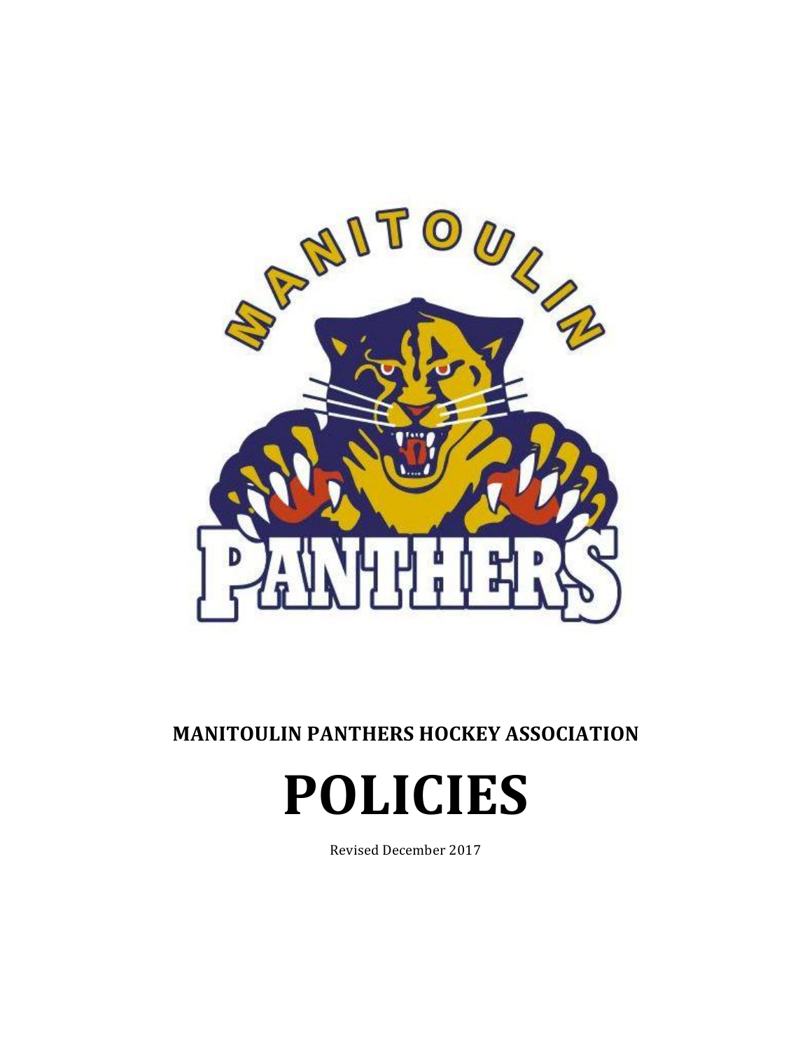**MANITOULIN PANTHERS HOCKEY ASSOCIATION**

# POLICIES

Revised December 2017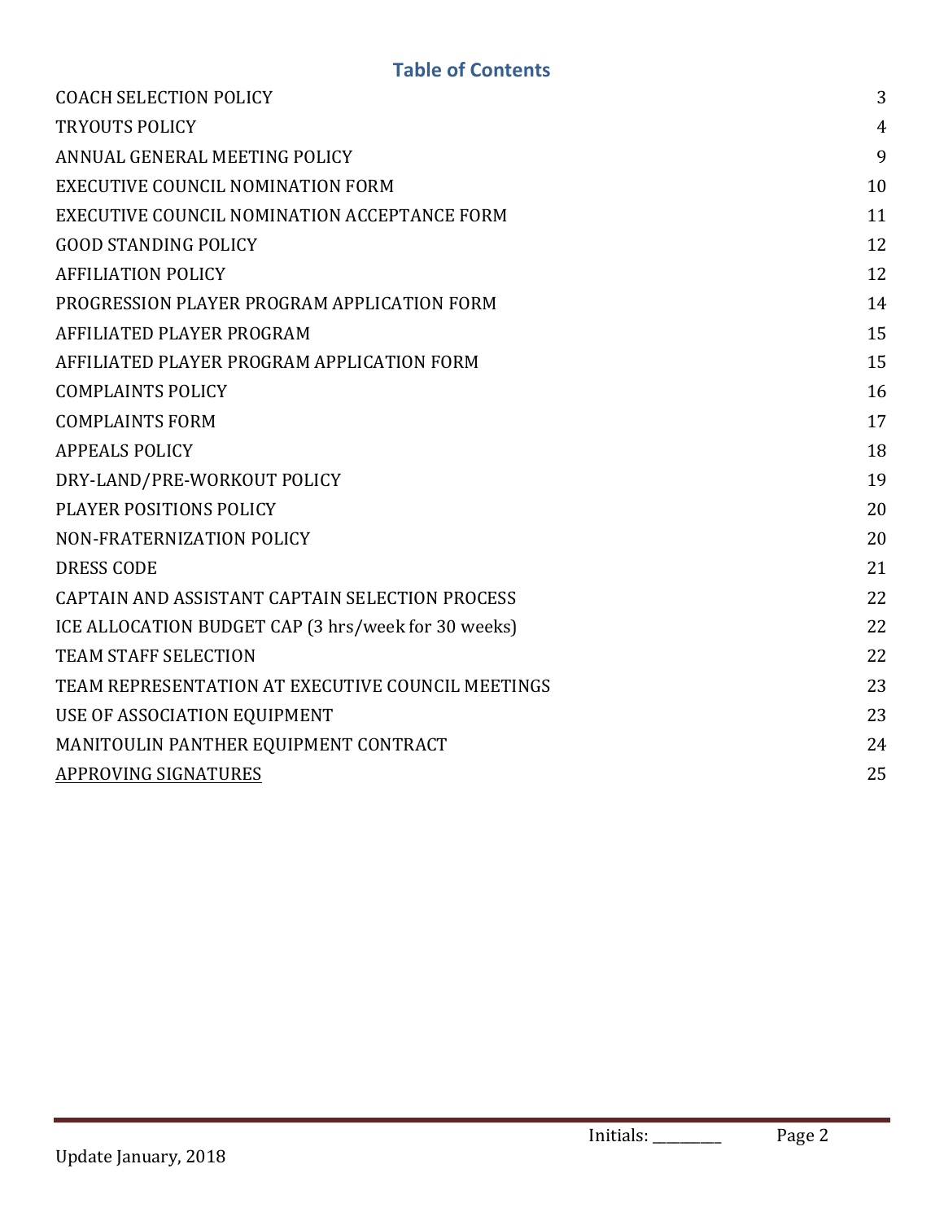## Table of Contents

| | |
|---|---|
| COACH SELECTION POLICY | 3 |
| TRYOUTS POLICY | 4 |
| ANNUAL GENERAL MEETING POLICY | 9 |
| EXECUTIVE COUNCIL NOMINATION FORM | 10 |
| EXECUTIVE COUNCIL NOMINATION ACCEPTANCE FORM | 11 |
| GOOD STANDING POLICY | 12 |
| AFFILIATION POLICY | 12 |
| PROGRESSION PLAYER PROGRAM APPLICATION FORM | 14 |
| AFFILIATED PLAYER PROGRAM | 15 |
| AFFILIATED PLAYER PROGRAM APPLICATION FORM | 15 |
| COMPLAINTS POLICY | 16 |
| COMPLAINTS FORM | 17 |
| APPEALS POLICY | 18 |
| DRY-LAND/PRE-WORKOUT POLICY | 19 |
| PLAYER POSITIONS POLICY | 20 |
| NON-FRATERNIZATION POLICY | 20 |
| DRESS CODE | 21 |
| CAPTAIN AND ASSISTANT CAPTAIN SELECTION PROCESS | 22 |
| ICE ALLOCATION BUDGET CAP (3 hrs/week for 30 weeks) | 22 |
| TEAM STAFF SELECTION | 22 |
| TEAM REPRESENTATION AT EXECUTIVE COUNCIL MEETINGS | 23 |
| USE OF ASSOCIATION EQUIPMENT | 23 |
| MANITOULIN PANTHER EQUIPMENT CONTRACT | 24 |
| APPROVING SIGNATURES | 25 |

Initials: _________

Update January, 2018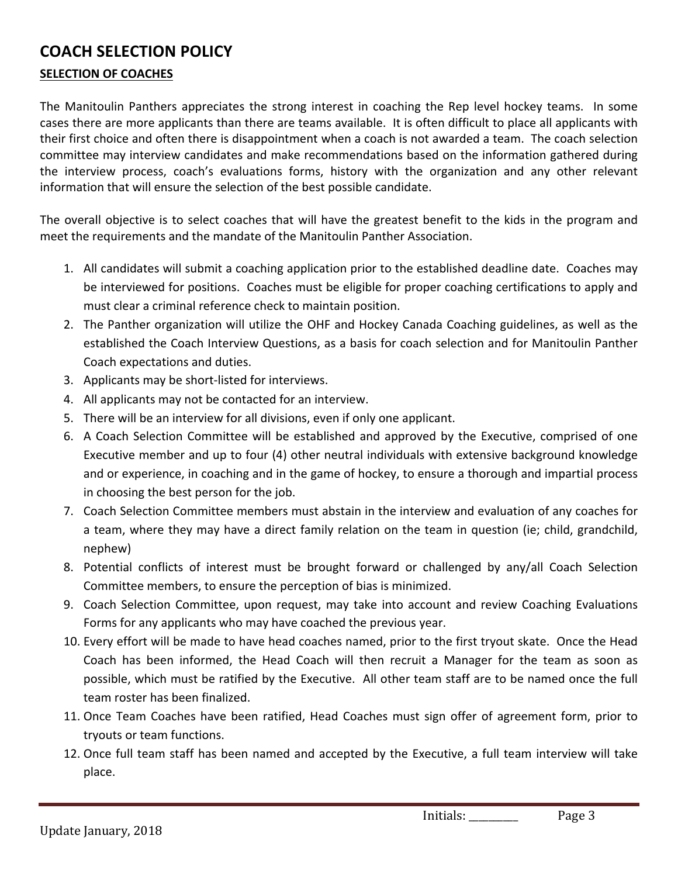# COACH SELECTION POLICY

## SELECTION OF COACHES

The Manitoulin Panthers appreciates the strong interest in coaching the Rep level hockey teams. In some cases there are more applicants than there are teams available. It is often difficult to place all applicants with their first choice and often there is disappointment when a coach is not awarded a team. The coach selection committee may interview candidates and make recommendations based on the information gathered during the interview process, coach's evaluations forms, history with the organization and any other relevant information that will ensure the selection of the best possible candidate.

The overall objective is to select coaches that will have the greatest benefit to the kids in the program and meet the requirements and the mandate of the Manitoulin Panther Association.

1. All candidates will submit a coaching application prior to the established deadline date. Coaches may be interviewed for positions. Coaches must be eligible for proper coaching certifications to apply and must clear a criminal reference check to maintain position.
2. The Panther organization will utilize the OHF and Hockey Canada Coaching guidelines, as well as the established the Coach Interview Questions, as a basis for coach selection and for Manitoulin Panther Coach expectations and duties.
3. Applicants may be short-listed for interviews.
4. All applicants may not be contacted for an interview.
5. There will be an interview for all divisions, even if only one applicant.
6. A Coach Selection Committee will be established and approved by the Executive, comprised of one Executive member and up to four (4) other neutral individuals with extensive background knowledge and or experience, in coaching and in the game of hockey, to ensure a thorough and impartial process in choosing the best person for the job.
7. Coach Selection Committee members must abstain in the interview and evaluation of any coaches for a team, where they may have a direct family relation on the team in question (ie; child, grandchild, nephew)
8. Potential conflicts of interest must be brought forward or challenged by any/all Coach Selection Committee members, to ensure the perception of bias is minimized.
9. Coach Selection Committee, upon request, may take into account and review Coaching Evaluations Forms for any applicants who may have coached the previous year.
10. Every effort will be made to have head coaches named, prior to the first tryout skate. Once the Head Coach has been informed, the Head Coach will then recruit a Manager for the team as soon as possible, which must be ratified by the Executive. All other team staff are to be named once the full team roster has been finalized.
11. Once Team Coaches have been ratified, Head Coaches must sign offer of agreement form, prior to tryouts or team functions.
12. Once full team staff has been named and accepted by the Executive, a full team interview will take place.

Initials: ________

Update January, 2018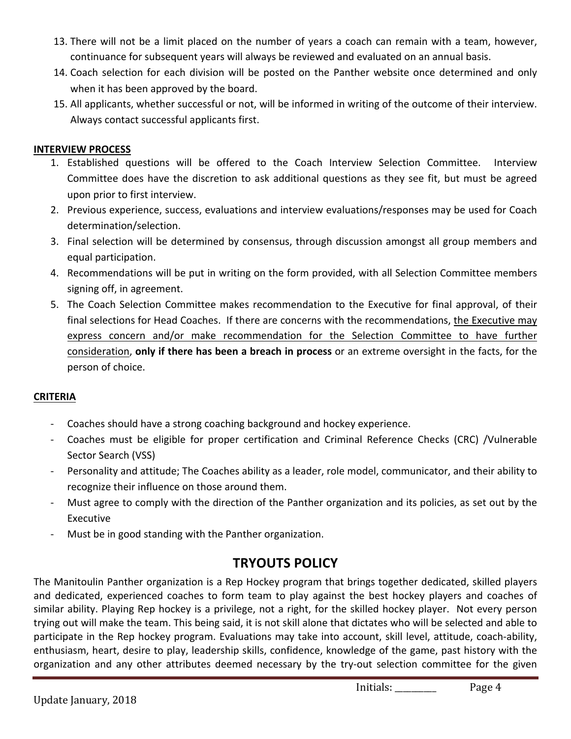13. There will not be a limit placed on the number of years a coach can remain with a team, however, continuance for subsequent years will always be reviewed and evaluated on an annual basis.
14. Coach selection for each division will be posted on the Panther website once determined and only when it has been approved by the board.
15. All applicants, whether successful or not, will be informed in writing of the outcome of their interview. Always contact successful applicants first.

**INTERVIEW PROCESS**

1. Established questions will be offered to the Coach Interview Selection Committee. Interview Committee does have the discretion to ask additional questions as they see fit, but must be agreed upon prior to first interview.
2. Previous experience, success, evaluations and interview evaluations/responses may be used for Coach determination/selection.
3. Final selection will be determined by consensus, through discussion amongst all group members and equal participation.
4. Recommendations will be put in writing on the form provided, with all Selection Committee members signing off, in agreement.
5. The Coach Selection Committee makes recommendation to the Executive for final approval, of their final selections for Head Coaches. If there are concerns with the recommendations, the Executive may express concern and/or make recommendation for the Selection Committee to have further consideration, **only if there has been a breach in process** or an extreme oversight in the facts, for the person of choice.

**CRITERIA**

- Coaches should have a strong coaching background and hockey experience.
- Coaches must be eligible for proper certification and Criminal Reference Checks (CRC) /Vulnerable Sector Search (VSS)
- Personality and attitude; The Coaches ability as a leader, role model, communicator, and their ability to recognize their influence on those around them.
- Must agree to comply with the direction of the Panther organization and its policies, as set out by the Executive
- Must be in good standing with the Panther organization.

## TRYOUTS POLICY

The Manitoulin Panther organization is a Rep Hockey program that brings together dedicated, skilled players and dedicated, experienced coaches to form team to play against the best hockey players and coaches of similar ability. Playing Rep hockey is a privilege, not a right, for the skilled hockey player. Not every person trying out will make the team. This being said, it is not skill alone that dictates who will be selected and able to participate in the Rep hockey program. Evaluations may take into account, skill level, attitude, coach-ability, enthusiasm, heart, desire to play, leadership skills, confidence, knowledge of the game, past history with the organization and any other attributes deemed necessary by the try-out selection committee for the given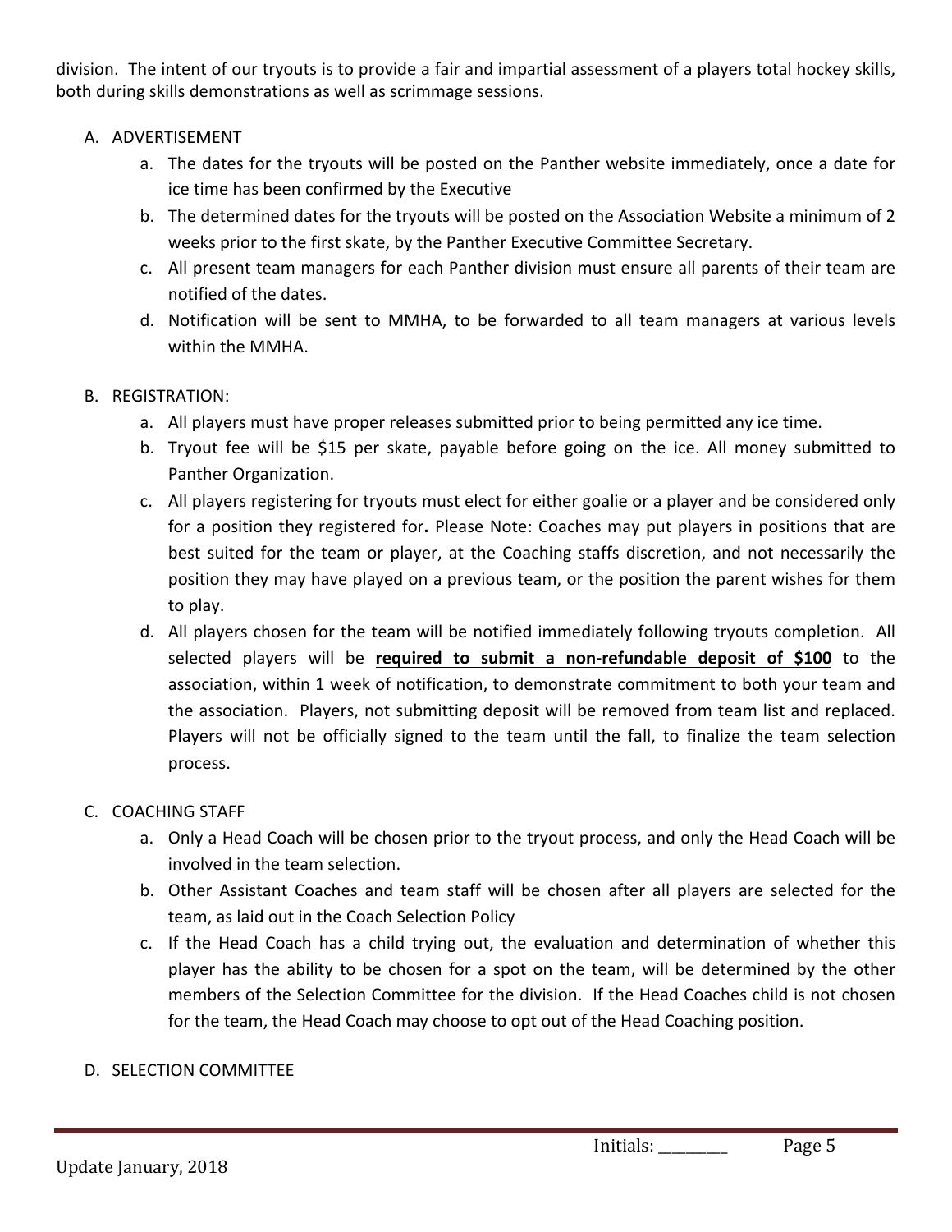division. The intent of our tryouts is to provide a fair and impartial assessment of a players total hockey skills, both during skills demonstrations as well as scrimmage sessions.

A. ADVERTISEMENT

   a. The dates for the tryouts will be posted on the Panther website immediately, once a date for ice time has been confirmed by the Executive
   b. The determined dates for the tryouts will be posted on the Association Website a minimum of 2 weeks prior to the first skate, by the Panther Executive Committee Secretary.
   c. All present team managers for each Panther division must ensure all parents of their team are notified of the dates.
   d. Notification will be sent to MMHA, to be forwarded to all team managers at various levels within the MMHA.

B. REGISTRATION:

   a. All players must have proper releases submitted prior to being permitted any ice time.
   b. Tryout fee will be $15 per skate, payable before going on the ice. All money submitted to Panther Organization.
   c. All players registering for tryouts must elect for either goalie or a player and be considered only for a position they registered for**.** Please Note: Coaches may put players in positions that are best suited for the team or player, at the Coaching staffs discretion, and not necessarily the position they may have played on a previous team, or the position the parent wishes for them to play.
   d. All players chosen for the team will be notified immediately following tryouts completion. All selected players will be **required to submit a non-refundable deposit of $100** to the association, within 1 week of notification, to demonstrate commitment to both your team and the association. Players, not submitting deposit will be removed from team list and replaced. Players will not be officially signed to the team until the fall, to finalize the team selection process.

C. COACHING STAFF

   a. Only a Head Coach will be chosen prior to the tryout process, and only the Head Coach will be involved in the team selection.
   b. Other Assistant Coaches and team staff will be chosen after all players are selected for the team, as laid out in the Coach Selection Policy
   c. If the Head Coach has a child trying out, the evaluation and determination of whether this player has the ability to be chosen for a spot on the team, will be determined by the other members of the Selection Committee for the division. If the Head Coaches child is not chosen for the team, the Head Coach may choose to opt out of the Head Coaching position.

D. SELECTION COMMITTEE

Initials: ________

Update January, 2018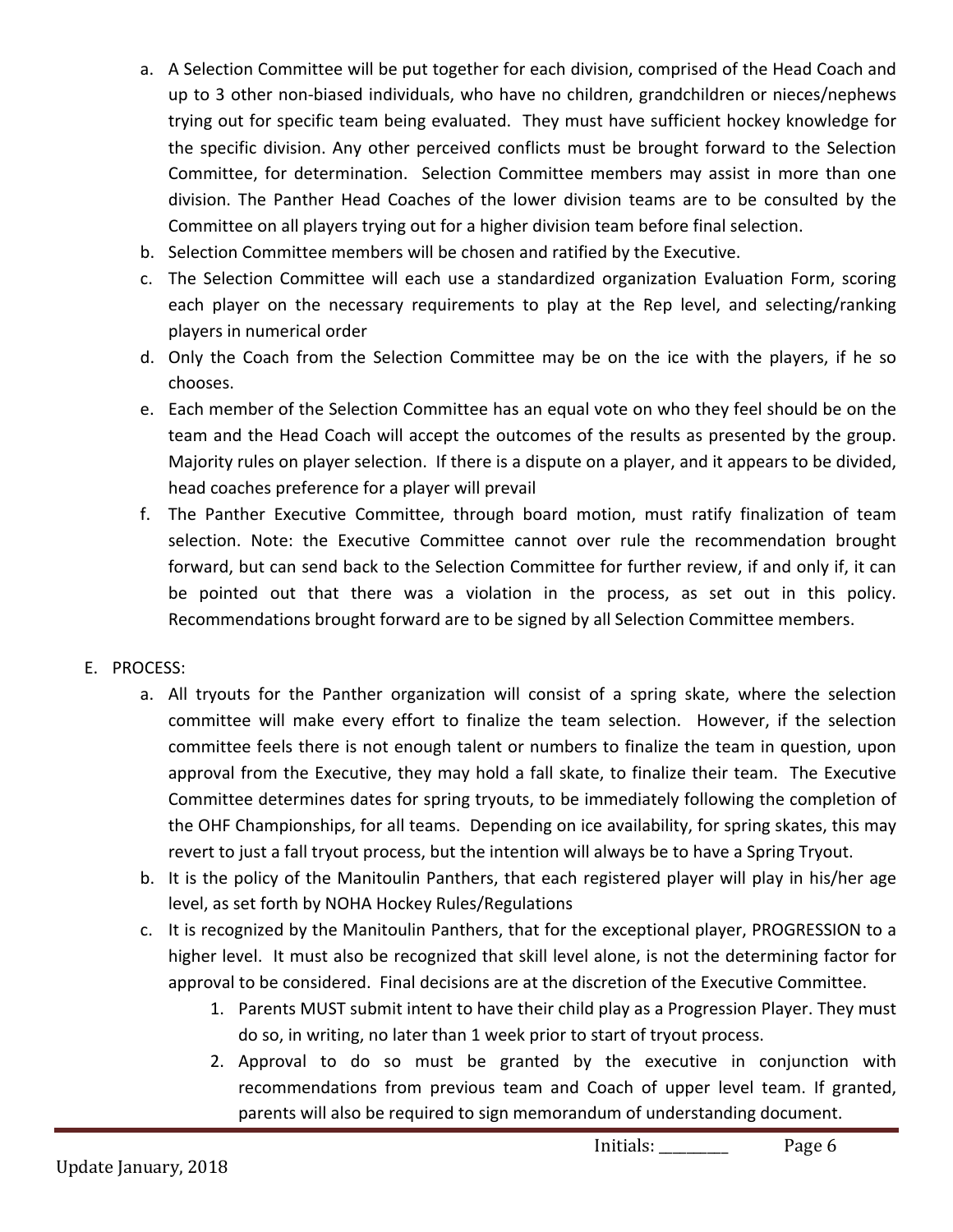a. A Selection Committee will be put together for each division, comprised of the Head Coach and up to 3 other non-biased individuals, who have no children, grandchildren or nieces/nephews trying out for specific team being evaluated. They must have sufficient hockey knowledge for the specific division. Any other perceived conflicts must be brought forward to the Selection Committee, for determination. Selection Committee members may assist in more than one division. The Panther Head Coaches of the lower division teams are to be consulted by the Committee on all players trying out for a higher division team before final selection.
b. Selection Committee members will be chosen and ratified by the Executive.
c. The Selection Committee will each use a standardized organization Evaluation Form, scoring each player on the necessary requirements to play at the Rep level, and selecting/ranking players in numerical order
d. Only the Coach from the Selection Committee may be on the ice with the players, if he so chooses.
e. Each member of the Selection Committee has an equal vote on who they feel should be on the team and the Head Coach will accept the outcomes of the results as presented by the group. Majority rules on player selection. If there is a dispute on a player, and it appears to be divided, head coaches preference for a player will prevail
f. The Panther Executive Committee, through board motion, must ratify finalization of team selection. Note: the Executive Committee cannot over rule the recommendation brought forward, but can send back to the Selection Committee for further review, if and only if, it can be pointed out that there was a violation in the process, as set out in this policy. Recommendations brought forward are to be signed by all Selection Committee members.

E. PROCESS:

a. All tryouts for the Panther organization will consist of a spring skate, where the selection committee will make every effort to finalize the team selection. However, if the selection committee feels there is not enough talent or numbers to finalize the team in question, upon approval from the Executive, they may hold a fall skate, to finalize their team. The Executive Committee determines dates for spring tryouts, to be immediately following the completion of the OHF Championships, for all teams. Depending on ice availability, for spring skates, this may revert to just a fall tryout process, but the intention will always be to have a Spring Tryout.
b. It is the policy of the Manitoulin Panthers, that each registered player will play in his/her age level, as set forth by NOHA Hockey Rules/Regulations
c. It is recognized by the Manitoulin Panthers, that for the exceptional player, PROGRESSION to a higher level. It must also be recognized that skill level alone, is not the determining factor for approval to be considered. Final decisions are at the discretion of the Executive Committee.
    1. Parents MUST submit intent to have their child play as a Progression Player. They must do so, in writing, no later than 1 week prior to start of tryout process.
    2. Approval to do so must be granted by the executive in conjunction with recommendations from previous team and Coach of upper level team. If granted, parents will also be required to sign memorandum of understanding document.

Initials: ________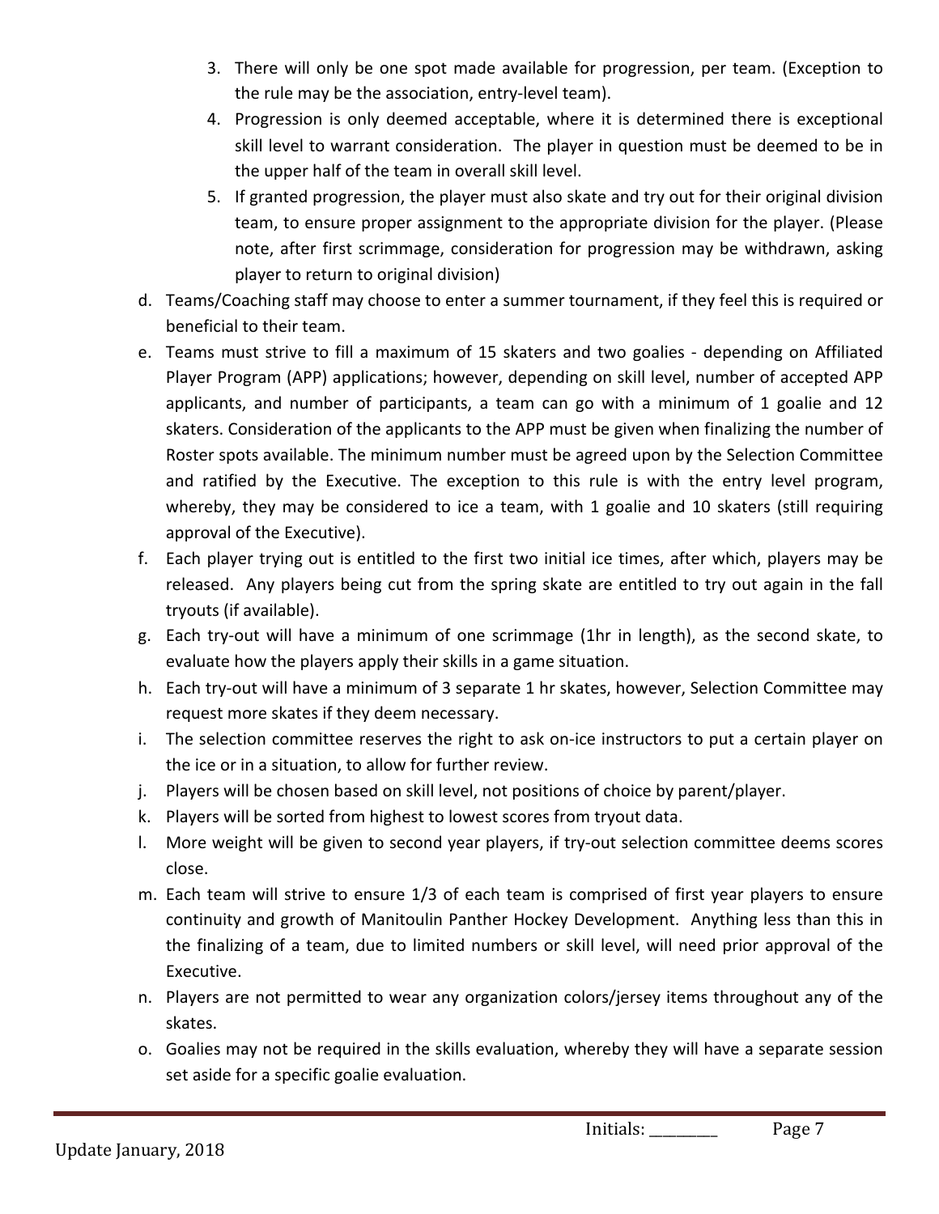3. There will only be one spot made available for progression, per team. (Exception to the rule may be the association, entry-level team).
4. Progression is only deemed acceptable, where it is determined there is exceptional skill level to warrant consideration. The player in question must be deemed to be in the upper half of the team in overall skill level.
5. If granted progression, the player must also skate and try out for their original division team, to ensure proper assignment to the appropriate division for the player. (Please note, after first scrimmage, consideration for progression may be withdrawn, asking player to return to original division)

d. Teams/Coaching staff may choose to enter a summer tournament, if they feel this is required or beneficial to their team.

e. Teams must strive to fill a maximum of 15 skaters and two goalies - depending on Affiliated Player Program (APP) applications; however, depending on skill level, number of accepted APP applicants, and number of participants, a team can go with a minimum of 1 goalie and 12 skaters. Consideration of the applicants to the APP must be given when finalizing the number of Roster spots available. The minimum number must be agreed upon by the Selection Committee and ratified by the Executive. The exception to this rule is with the entry level program, whereby, they may be considered to ice a team, with 1 goalie and 10 skaters (still requiring approval of the Executive).

f. Each player trying out is entitled to the first two initial ice times, after which, players may be released. Any players being cut from the spring skate are entitled to try out again in the fall tryouts (if available).

g. Each try-out will have a minimum of one scrimmage (1hr in length), as the second skate, to evaluate how the players apply their skills in a game situation.

h. Each try-out will have a minimum of 3 separate 1 hr skates, however, Selection Committee may request more skates if they deem necessary.

i. The selection committee reserves the right to ask on-ice instructors to put a certain player on the ice or in a situation, to allow for further review.

j. Players will be chosen based on skill level, not positions of choice by parent/player.

k. Players will be sorted from highest to lowest scores from tryout data.

l. More weight will be given to second year players, if try-out selection committee deems scores close.

m. Each team will strive to ensure 1/3 of each team is comprised of first year players to ensure continuity and growth of Manitoulin Panther Hockey Development. Anything less than this in the finalizing of a team, due to limited numbers or skill level, will need prior approval of the Executive.

n. Players are not permitted to wear any organization colors/jersey items throughout any of the skates.

o. Goalies may not be required in the skills evaluation, whereby they will have a separate session set aside for a specific goalie evaluation.

Initials: ________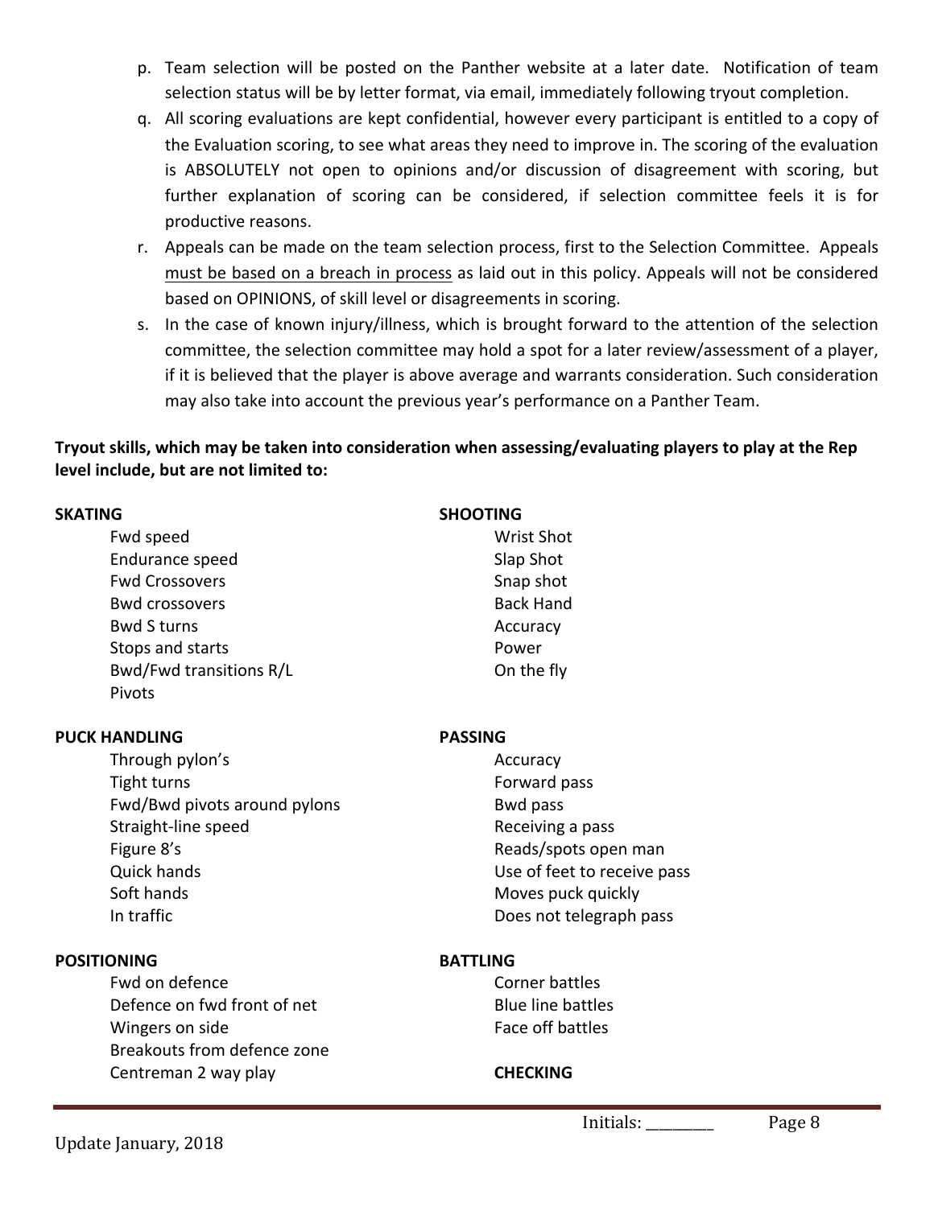p. Team selection will be posted on the Panther website at a later date. Notification of team selection status will be by letter format, via email, immediately following tryout completion.

q. All scoring evaluations are kept confidential, however every participant is entitled to a copy of the Evaluation scoring, to see what areas they need to improve in. The scoring of the evaluation is ABSOLUTELY not open to opinions and/or discussion of disagreement with scoring, but further explanation of scoring can be considered, if selection committee feels it is for productive reasons.

r. Appeals can be made on the team selection process, first to the Selection Committee. Appeals <u>must be based on a breach in process</u> as laid out in this policy. Appeals will not be considered based on OPINIONS, of skill level or disagreements in scoring.

s. In the case of known injury/illness, which is brought forward to the attention of the selection committee, the selection committee may hold a spot for a later review/assessment of a player, if it is believed that the player is above average and warrants consideration. Such consideration may also take into account the previous year's performance on a Panther Team.

**Tryout skills, which may be taken into consideration when assessing/evaluating players to play at the Rep level include, but are not limited to:**

**SKATING**

- Fwd speed
- Endurance speed
- Fwd Crossovers
- Bwd crossovers
- Bwd S turns
- Stops and starts
- Bwd/Fwd transitions R/L
- Pivots

**PUCK HANDLING**

- Through pylon's
- Tight turns
- Fwd/Bwd pivots around pylons
- Straight-line speed
- Figure 8's
- Quick hands
- Soft hands
- In traffic

**POSITIONING**

- Fwd on defence
- Defence on fwd front of net
- Wingers on side
- Breakouts from defence zone
- Centreman 2 way play

**SHOOTING**

- Wrist Shot
- Slap Shot
- Snap shot
- Back Hand
- Accuracy
- Power
- On the fly

**PASSING**

- Accuracy
- Forward pass
- Bwd pass
- Receiving a pass
- Reads/spots open man
- Use of feet to receive pass
- Moves puck quickly
- Does not telegraph pass

**BATTLING**

- Corner battles
- Blue line battles
- Face off battles

**CHECKING**

Initials: ________

Update January, 2018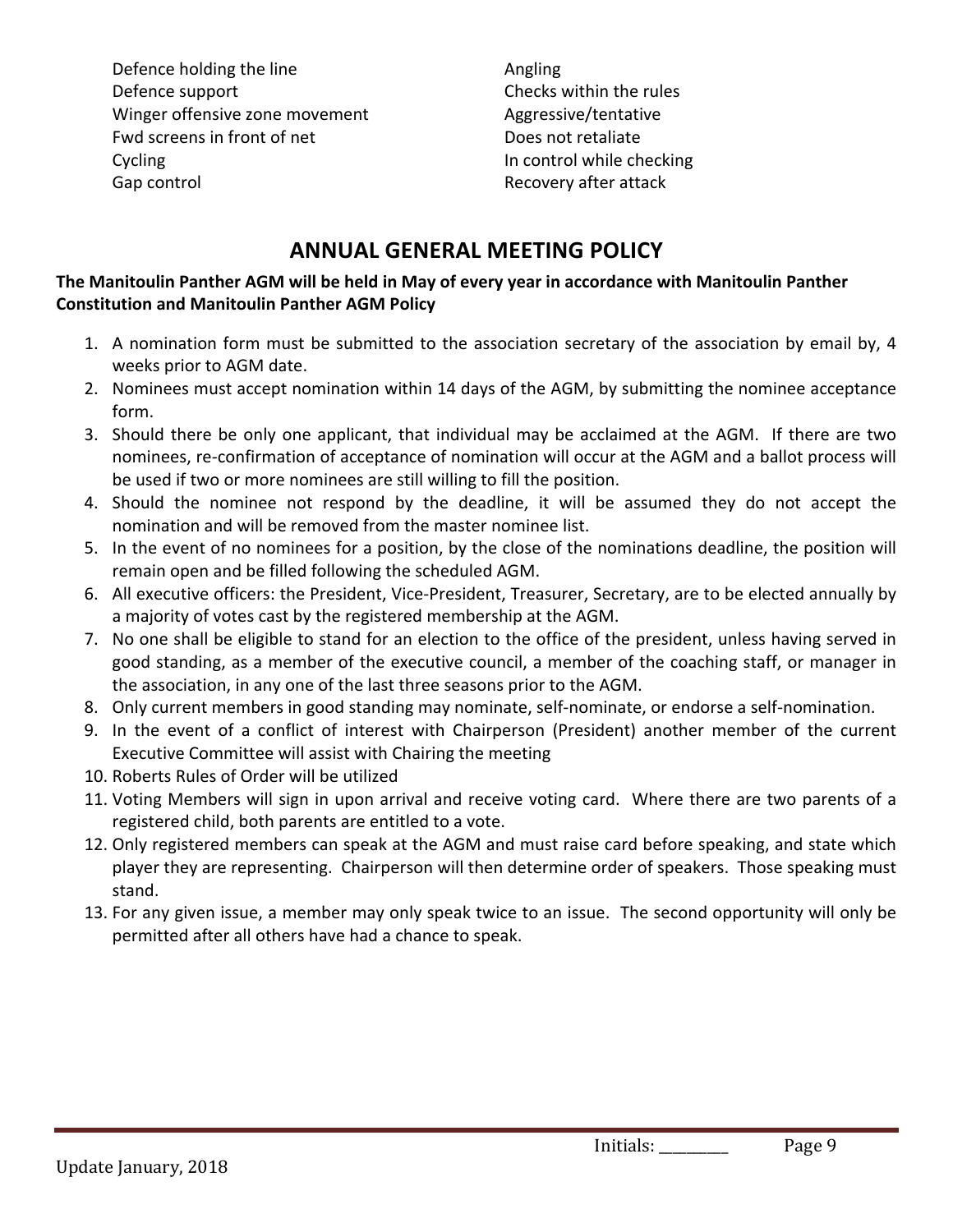Defence holding the line
Defence support
Winger offensive zone movement
Fwd screens in front of net
Cycling
Gap control

Angling
Checks within the rules
Aggressive/tentative
Does not retaliate
In control while checking
Recovery after attack

## ANNUAL GENERAL MEETING POLICY

**The Manitoulin Panther AGM will be held in May of every year in accordance with Manitoulin Panther Constitution and Manitoulin Panther AGM Policy**

1. A nomination form must be submitted to the association secretary of the association by email by, 4 weeks prior to AGM date.
2. Nominees must accept nomination within 14 days of the AGM, by submitting the nominee acceptance form.
3. Should there be only one applicant, that individual may be acclaimed at the AGM. If there are two nominees, re-confirmation of acceptance of nomination will occur at the AGM and a ballot process will be used if two or more nominees are still willing to fill the position.
4. Should the nominee not respond by the deadline, it will be assumed they do not accept the nomination and will be removed from the master nominee list.
5. In the event of no nominees for a position, by the close of the nominations deadline, the position will remain open and be filled following the scheduled AGM.
6. All executive officers: the President, Vice-President, Treasurer, Secretary, are to be elected annually by a majority of votes cast by the registered membership at the AGM.
7. No one shall be eligible to stand for an election to the office of the president, unless having served in good standing, as a member of the executive council, a member of the coaching staff, or manager in the association, in any one of the last three seasons prior to the AGM.
8. Only current members in good standing may nominate, self-nominate, or endorse a self-nomination.
9. In the event of a conflict of interest with Chairperson (President) another member of the current Executive Committee will assist with Chairing the meeting
10. Roberts Rules of Order will be utilized
11. Voting Members will sign in upon arrival and receive voting card. Where there are two parents of a registered child, both parents are entitled to a vote.
12. Only registered members can speak at the AGM and must raise card before speaking, and state which player they are representing. Chairperson will then determine order of speakers. Those speaking must stand.
13. For any given issue, a member may only speak twice to an issue. The second opportunity will only be permitted after all others have had a chance to speak.

Initials: ________

Update January, 2018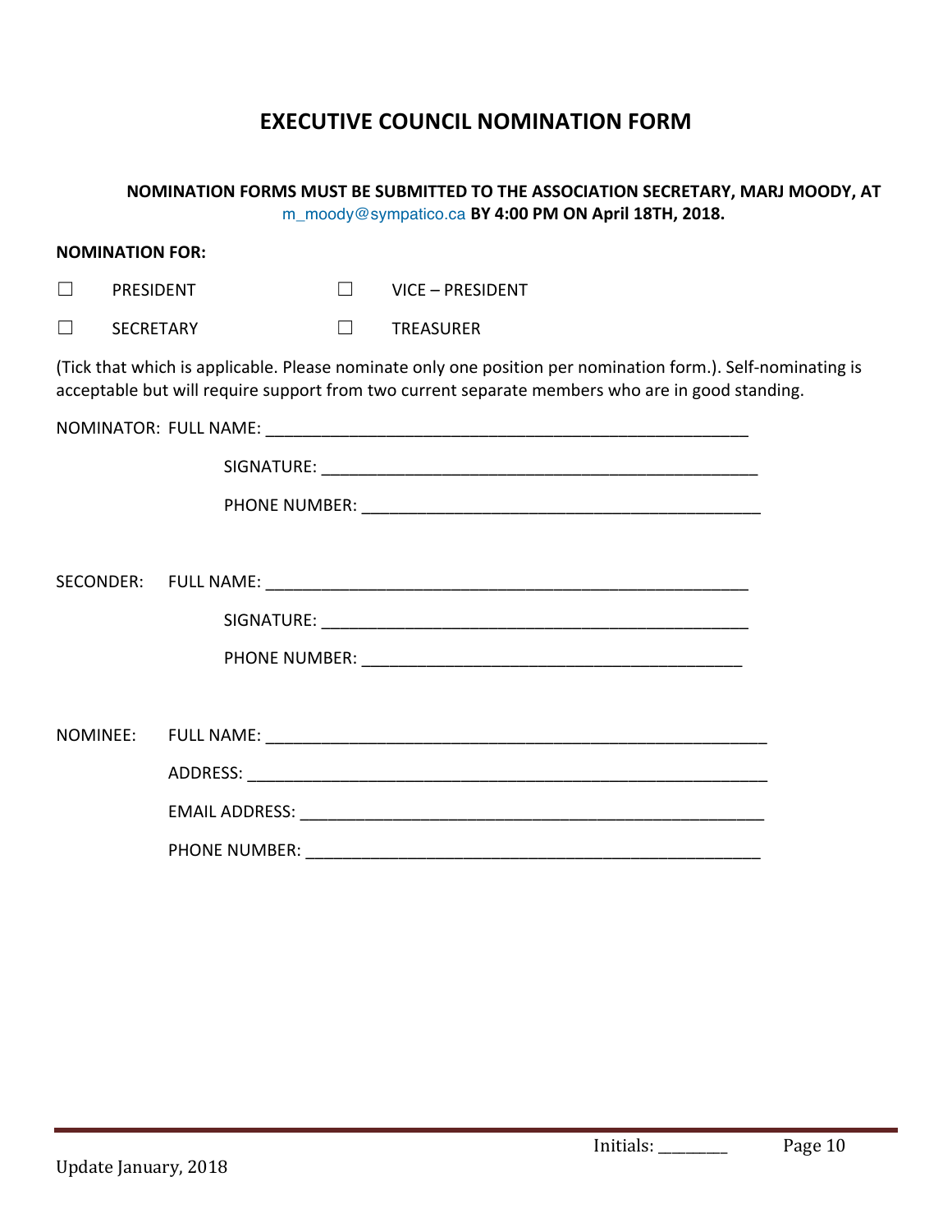# EXECUTIVE COUNCIL NOMINATION FORM

**NOMINATION FORMS MUST BE SUBMITTED TO THE ASSOCIATION SECRETARY, MARJ MOODY, AT** m_moody@sympatico.ca **BY 4:00 PM ON April 18TH, 2018.**

**NOMINATION FOR:**

☐ PRESIDENT ☐ VICE – PRESIDENT

☐ SECRETARY ☐ TREASURER

(Tick that which is applicable. Please nominate only one position per nomination form.). Self-nominating is acceptable but will require support from two current separate members who are in good standing.

NOMINATOR: FULL NAME: ______________________________________________________

SIGNATURE: _________________________________________________

PHONE NUMBER: ____________________________________________

SECONDER: FULL NAME: ______________________________________________________

SIGNATURE: _________________________________________________

PHONE NUMBER: ____________________________________________

NOMINEE: FULL NAME: ______________________________________________________

ADDRESS: _________________________________________________________

EMAIL ADDRESS: ___________________________________________________

PHONE NUMBER: ___________________________________________________

Initials: ________

Update January, 2018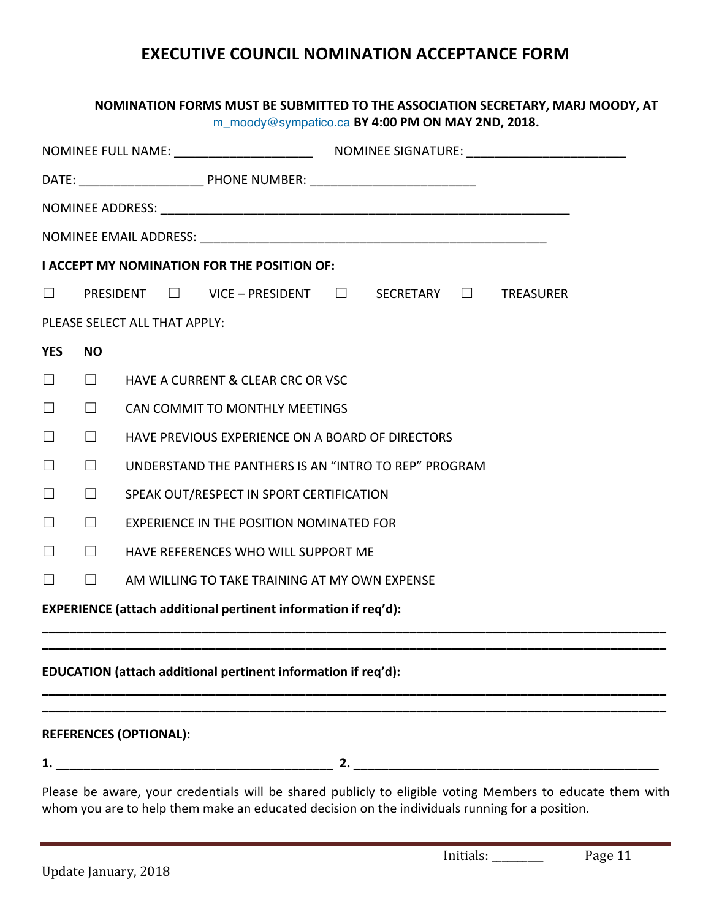# EXECUTIVE COUNCIL NOMINATION ACCEPTANCE FORM

**NOMINATION FORMS MUST BE SUBMITTED TO THE ASSOCIATION SECRETARY, MARJ MOODY, AT** m_moody@sympatico.ca **BY 4:00 PM ON MAY 2ND, 2018.**

NOMINEE FULL NAME: ____________________ NOMINEE SIGNATURE: ______________________

DATE: _________________ PHONE NUMBER: ______________________

NOMINEE ADDRESS: ____________________________________________________________

NOMINEE EMAIL ADDRESS: ___________________________________________________

**I ACCEPT MY NOMINATION FOR THE POSITION OF:**

☐ PRESIDENT ☐ VICE – PRESIDENT ☐ SECRETARY ☐ TREASURER

PLEASE SELECT ALL THAT APPLY:

| YES | NO | |
|---|---|---|
| ☐ | ☐ | HAVE A CURRENT & CLEAR CRC OR VSC |
| ☐ | ☐ | CAN COMMIT TO MONTHLY MEETINGS |
| ☐ | ☐ | HAVE PREVIOUS EXPERIENCE ON A BOARD OF DIRECTORS |
| ☐ | ☐ | UNDERSTAND THE PANTHERS IS AN "INTRO TO REP" PROGRAM |
| ☐ | ☐ | SPEAK OUT/RESPECT IN SPORT CERTIFICATION |
| ☐ | ☐ | EXPERIENCE IN THE POSITION NOMINATED FOR |
| ☐ | ☐ | HAVE REFERENCES WHO WILL SUPPORT ME |
| ☐ | ☐ | AM WILLING TO TAKE TRAINING AT MY OWN EXPENSE |

**EXPERIENCE (attach additional pertinent information if req'd):**

______________________________________________________________________________

______________________________________________________________________________

**EDUCATION (attach additional pertinent information if req'd):**

______________________________________________________________________________

______________________________________________________________________________

**REFERENCES (OPTIONAL):**

**1.** ________________________________________ **2.** ___________________________________________

Please be aware, your credentials will be shared publicly to eligible voting Members to educate them with whom you are to help them make an educated decision on the individuals running for a position.

Initials: ________

Update January, 2018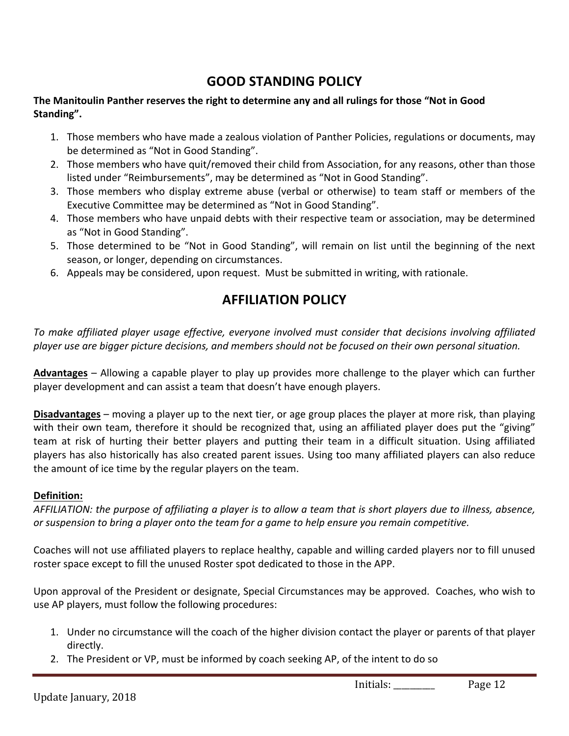## GOOD STANDING POLICY

**The Manitoulin Panther reserves the right to determine any and all rulings for those "Not in Good Standing".**

1. Those members who have made a zealous violation of Panther Policies, regulations or documents, may be determined as "Not in Good Standing".
2. Those members who have quit/removed their child from Association, for any reasons, other than those listed under "Reimbursements", may be determined as "Not in Good Standing".
3. Those members who display extreme abuse (verbal or otherwise) to team staff or members of the Executive Committee may be determined as "Not in Good Standing".
4. Those members who have unpaid debts with their respective team or association, may be determined as "Not in Good Standing".
5. Those determined to be "Not in Good Standing", will remain on list until the beginning of the next season, or longer, depending on circumstances.
6. Appeals may be considered, upon request. Must be submitted in writing, with rationale.

## AFFILIATION POLICY

*To make affiliated player usage effective, everyone involved must consider that decisions involving affiliated player use are bigger picture decisions, and members should not be focused on their own personal situation.*

**Advantages** – Allowing a capable player to play up provides more challenge to the player which can further player development and can assist a team that doesn't have enough players.

**Disadvantages** – moving a player up to the next tier, or age group places the player at more risk, than playing with their own team, therefore it should be recognized that, using an affiliated player does put the "giving" team at risk of hurting their better players and putting their team in a difficult situation. Using affiliated players has also historically has also created parent issues. Using too many affiliated players can also reduce the amount of ice time by the regular players on the team.

**Definition:**

*AFFILIATION: the purpose of affiliating a player is to allow a team that is short players due to illness, absence, or suspension to bring a player onto the team for a game to help ensure you remain competitive.*

Coaches will not use affiliated players to replace healthy, capable and willing carded players nor to fill unused roster space except to fill the unused Roster spot dedicated to those in the APP.

Upon approval of the President or designate, Special Circumstances may be approved. Coaches, who wish to use AP players, must follow the following procedures:

1. Under no circumstance will the coach of the higher division contact the player or parents of that player directly.
2. The President or VP, must be informed by coach seeking AP, of the intent to do so

Initials: ________

Update January, 2018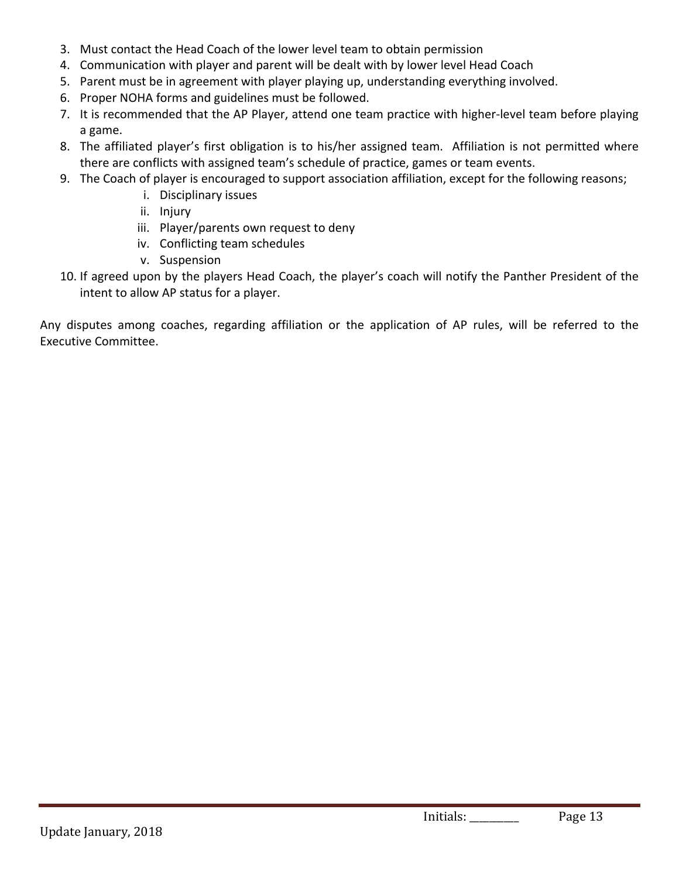3. Must contact the Head Coach of the lower level team to obtain permission
4. Communication with player and parent will be dealt with by lower level Head Coach
5. Parent must be in agreement with player playing up, understanding everything involved.
6. Proper NOHA forms and guidelines must be followed.
7. It is recommended that the AP Player, attend one team practice with higher-level team before playing a game.
8. The affiliated player's first obligation is to his/her assigned team. Affiliation is not permitted where there are conflicts with assigned team's schedule of practice, games or team events.
9. The Coach of player is encouraged to support association affiliation, except for the following reasons;
    i. Disciplinary issues
    ii. Injury
    iii. Player/parents own request to deny
    iv. Conflicting team schedules
    v. Suspension
10. If agreed upon by the players Head Coach, the player's coach will notify the Panther President of the intent to allow AP status for a player.

Any disputes among coaches, regarding affiliation or the application of AP rules, will be referred to the Executive Committee.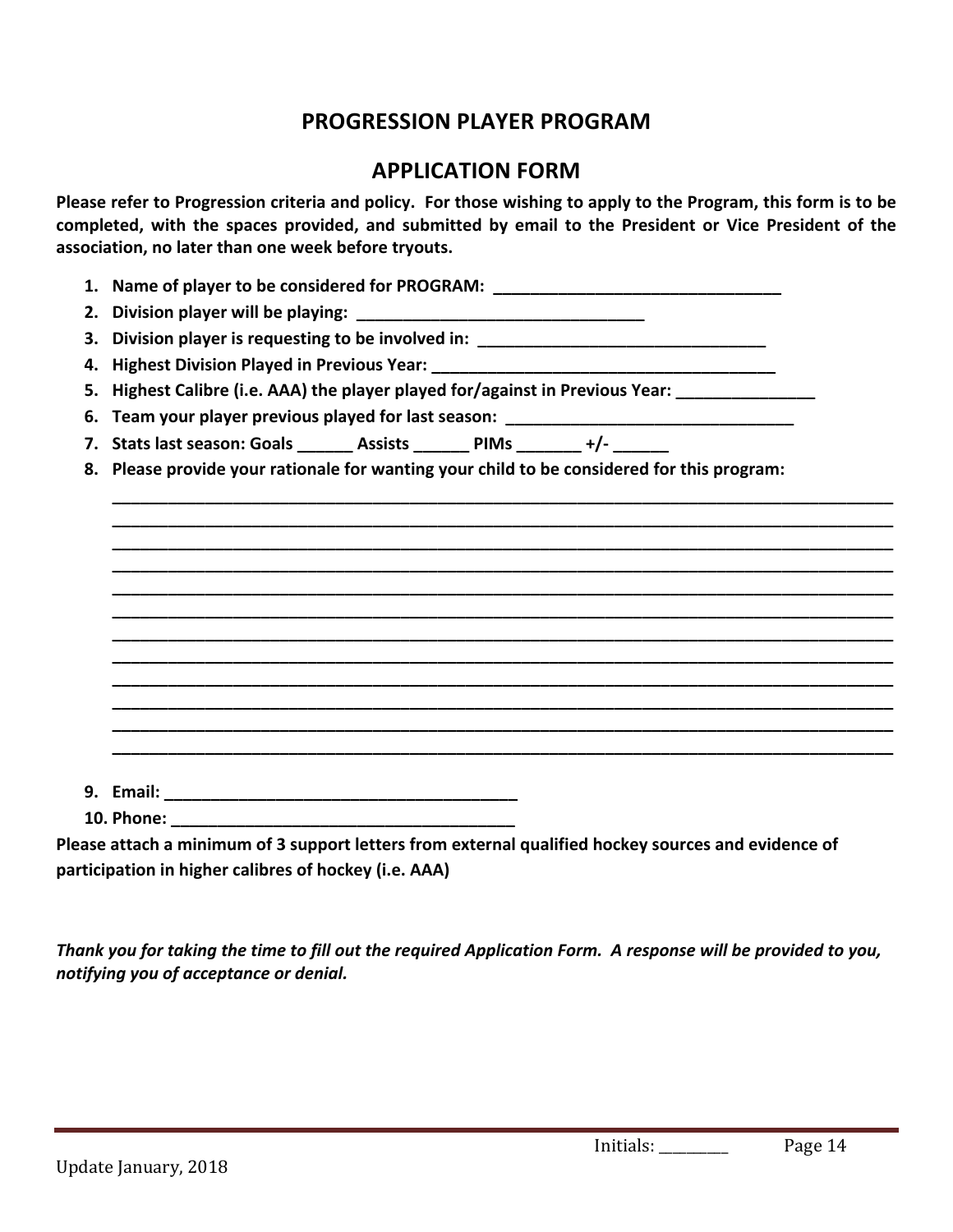## PROGRESSION PLAYER PROGRAM

## APPLICATION FORM

**Please refer to Progression criteria and policy. For those wishing to apply to the Program, this form is to be completed, with the spaces provided, and submitted by email to the President or Vice President of the association, no later than one week before tryouts.**

1. **Name of player to be considered for PROGRAM: _______________________________**
2. **Division player will be playing: _______________________________**
3. **Division player is requesting to be involved in: _______________________________**
4. **Highest Division Played in Previous Year: _____________________________________**
5. **Highest Calibre (i.e. AAA) the player played for/against in Previous Year: _______________**
6. **Team your player previous played for last season: _______________________________**
7. **Stats last season: Goals ______ Assists ______ PIMs _______ +/- ______**
8. **Please provide your rationale for wanting your child to be considered for this program:**

   ________________________________________________________________________________
   ________________________________________________________________________________
   ________________________________________________________________________________
   ________________________________________________________________________________
   ________________________________________________________________________________
   ________________________________________________________________________________
   ________________________________________________________________________________
   ________________________________________________________________________________
   ________________________________________________________________________________
   ________________________________________________________________________________
   ________________________________________________________________________________
   ________________________________________________________________________________

9. **Email: ______________________________________**
10. **Phone: _____________________________________**

**Please attach a minimum of 3 support letters from external qualified hockey sources and evidence of participation in higher calibres of hockey (i.e. AAA)**

***Thank you for taking the time to fill out the required Application Form. A response will be provided to you, notifying you of acceptance or denial.***

Initials: ________

Update January, 2018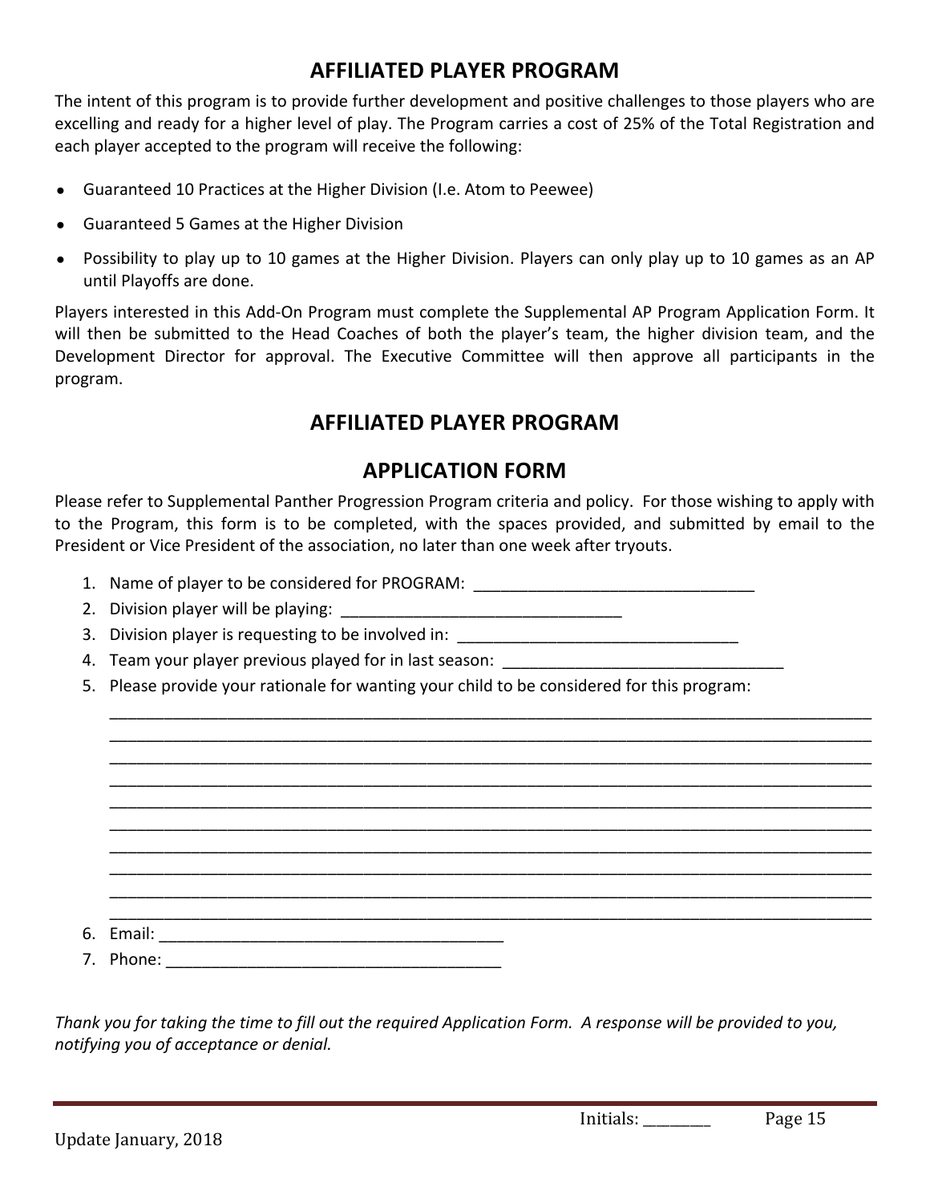## AFFILIATED PLAYER PROGRAM

The intent of this program is to provide further development and positive challenges to those players who are excelling and ready for a higher level of play. The Program carries a cost of 25% of the Total Registration and each player accepted to the program will receive the following:

- Guaranteed 10 Practices at the Higher Division (I.e. Atom to Peewee)
- Guaranteed 5 Games at the Higher Division
- Possibility to play up to 10 games at the Higher Division. Players can only play up to 10 games as an AP until Playoffs are done.

Players interested in this Add-On Program must complete the Supplemental AP Program Application Form. It will then be submitted to the Head Coaches of both the player's team, the higher division team, and the Development Director for approval. The Executive Committee will then approve all participants in the program.

## AFFILIATED PLAYER PROGRAM

## APPLICATION FORM

Please refer to Supplemental Panther Progression Program criteria and policy. For those wishing to apply with to the Program, this form is to be completed, with the spaces provided, and submitted by email to the President or Vice President of the association, no later than one week after tryouts.

1. Name of player to be considered for PROGRAM: _______________________________
2. Division player will be playing: _______________________________
3. Division player is requesting to be involved in: _______________________________
4. Team your player previous played for in last season: _______________________________
5. Please provide your rationale for wanting your child to be considered for this program:
   _______________________________________________________________________________
   _______________________________________________________________________________
   _______________________________________________________________________________
   _______________________________________________________________________________
   _______________________________________________________________________________
   _______________________________________________________________________________
   _______________________________________________________________________________
   _______________________________________________________________________________
   _______________________________________________________________________________
   _______________________________________________________________________________
6. Email: _____________________________________
7. Phone: _____________________________________

*Thank you for taking the time to fill out the required Application Form. A response will be provided to you, notifying you of acceptance or denial.*

Initials: ________

Update January, 2018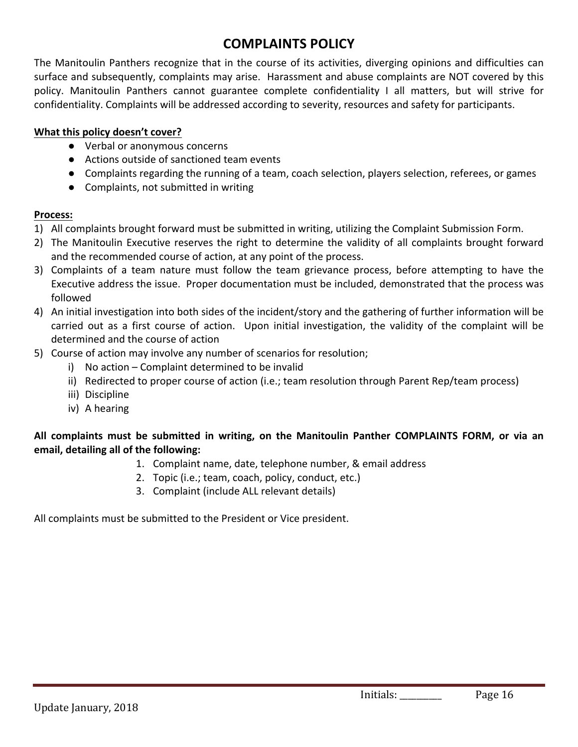# COMPLAINTS POLICY

The Manitoulin Panthers recognize that in the course of its activities, diverging opinions and difficulties can surface and subsequently, complaints may arise. Harassment and abuse complaints are NOT covered by this policy. Manitoulin Panthers cannot guarantee complete confidentiality I all matters, but will strive for confidentiality. Complaints will be addressed according to severity, resources and safety for participants.

**<u>What this policy doesn't cover?</u>**

- Verbal or anonymous concerns
- Actions outside of sanctioned team events
- Complaints regarding the running of a team, coach selection, players selection, referees, or games
- Complaints, not submitted in writing

**<u>Process:</u>**

1) All complaints brought forward must be submitted in writing, utilizing the Complaint Submission Form.
2) The Manitoulin Executive reserves the right to determine the validity of all complaints brought forward and the recommended course of action, at any point of the process.
3) Complaints of a team nature must follow the team grievance process, before attempting to have the Executive address the issue. Proper documentation must be included, demonstrated that the process was followed
4) An initial investigation into both sides of the incident/story and the gathering of further information will be carried out as a first course of action. Upon initial investigation, the validity of the complaint will be determined and the course of action
5) Course of action may involve any number of scenarios for resolution;
   i) No action – Complaint determined to be invalid
   ii) Redirected to proper course of action (i.e.; team resolution through Parent Rep/team process)
   iii) Discipline
   iv) A hearing

**All complaints must be submitted in writing, on the Manitoulin Panther COMPLAINTS FORM, or via an email, detailing all of the following:**

1. Complaint name, date, telephone number, & email address
2. Topic (i.e.; team, coach, policy, conduct, etc.)
3. Complaint (include ALL relevant details)

All complaints must be submitted to the President or Vice president.

Initials: ________

Update January, 2018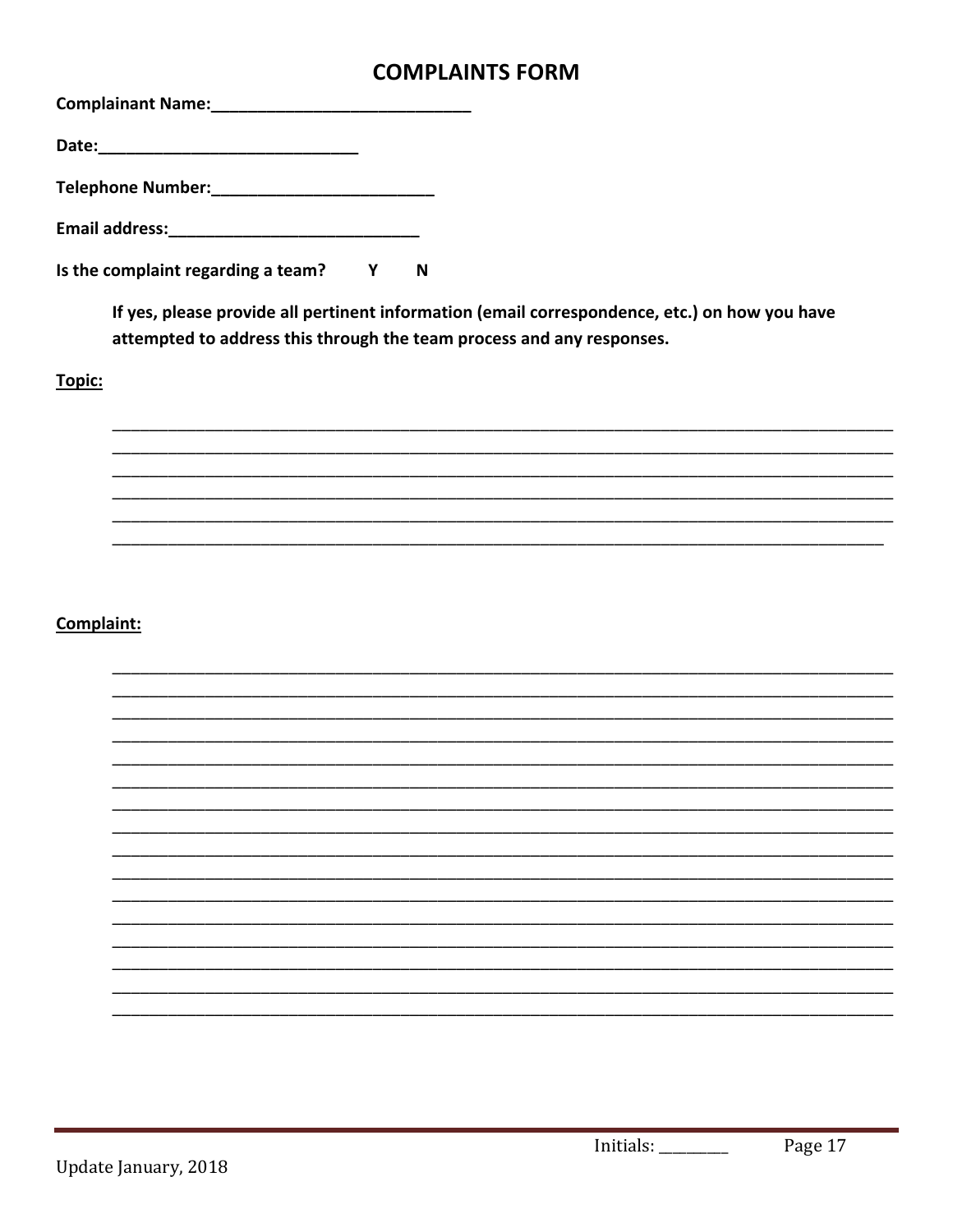# COMPLAINTS FORM

**Complainant Name:**_____________________________

**Date:**_____________________________

**Telephone Number:**________________________

**Email address:**___________________________

**Is the complaint regarding a team?** **Y** **N**

> **If yes, please provide all pertinent information (email correspondence, etc.) on how you have attempted to address this through the team process and any responses.**

**Topic:**

_____________________________________________________________________________________
_____________________________________________________________________________________
_____________________________________________________________________________________
_____________________________________________________________________________________
_____________________________________________________________________________________
_____________________________________________________________________________________

**Complaint:**

_____________________________________________________________________________________
_____________________________________________________________________________________
_____________________________________________________________________________________
_____________________________________________________________________________________
_____________________________________________________________________________________
_____________________________________________________________________________________
_____________________________________________________________________________________
_____________________________________________________________________________________
_____________________________________________________________________________________
_____________________________________________________________________________________
_____________________________________________________________________________________
_____________________________________________________________________________________
_____________________________________________________________________________________
_____________________________________________________________________________________
_____________________________________________________________________________________
_____________________________________________________________________________________

Initials: ________

Update January, 2018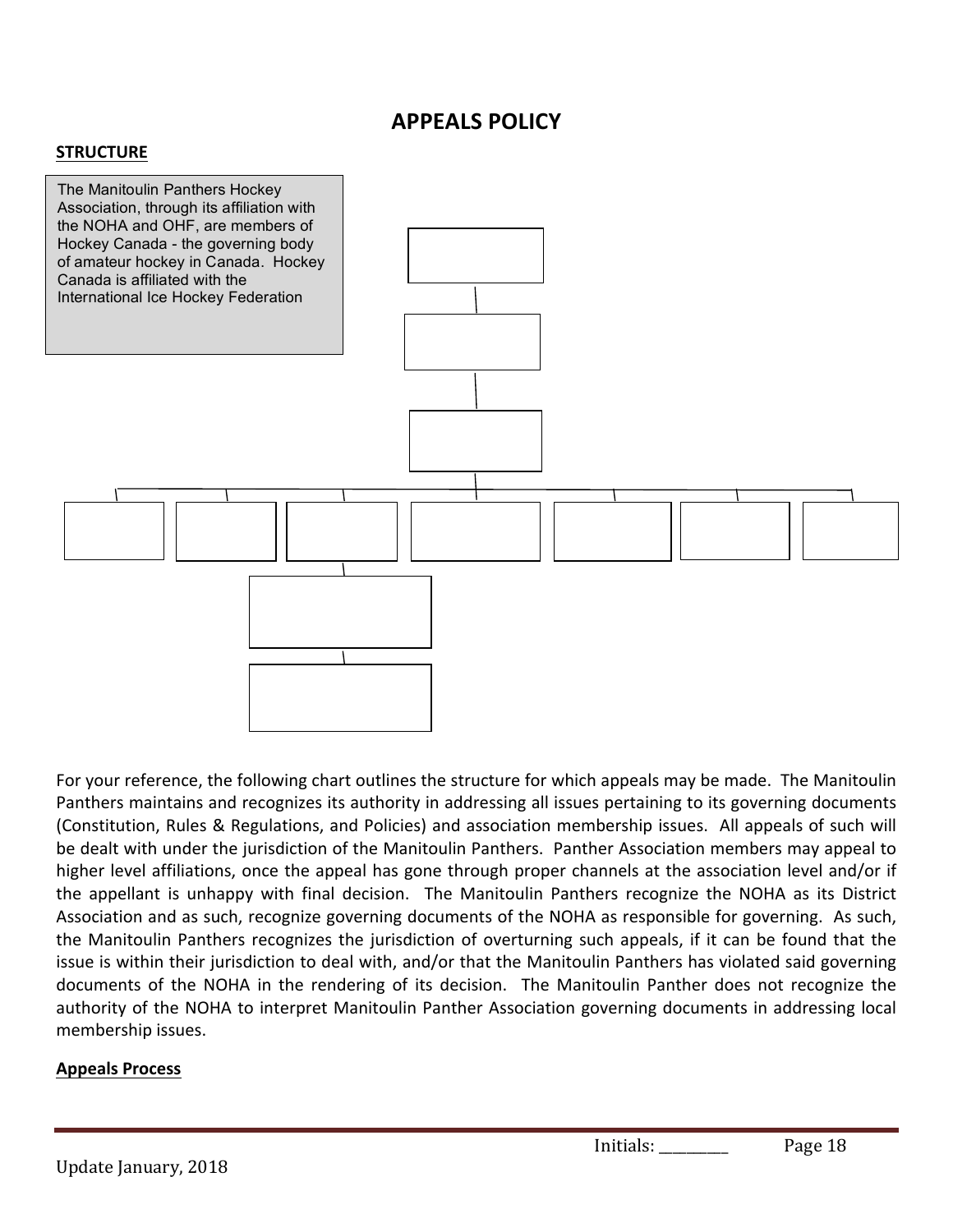# APPEALS POLICY

## STRUCTURE

The Manitoulin Panthers Hockey Association, through its affiliation with the NOHA and OHF, are members of Hockey Canada - the governing body of amateur hockey in Canada. Hockey Canada is affiliated with the International Ice Hockey Federation

For your reference, the following chart outlines the structure for which appeals may be made. The Manitoulin Panthers maintains and recognizes its authority in addressing all issues pertaining to its governing documents (Constitution, Rules & Regulations, and Policies) and association membership issues. All appeals of such will be dealt with under the jurisdiction of the Manitoulin Panthers. Panther Association members may appeal to higher level affiliations, once the appeal has gone through proper channels at the association level and/or if the appellant is unhappy with final decision. The Manitoulin Panthers recognize the NOHA as its District Association and as such, recognize governing documents of the NOHA as responsible for governing. As such, the Manitoulin Panthers recognizes the jurisdiction of overturning such appeals, if it can be found that the issue is within their jurisdiction to deal with, and/or that the Manitoulin Panthers has violated said governing documents of the NOHA in the rendering of its decision. The Manitoulin Panther does not recognize the authority of the NOHA to interpret Manitoulin Panther Association governing documents in addressing local membership issues.

## Appeals Process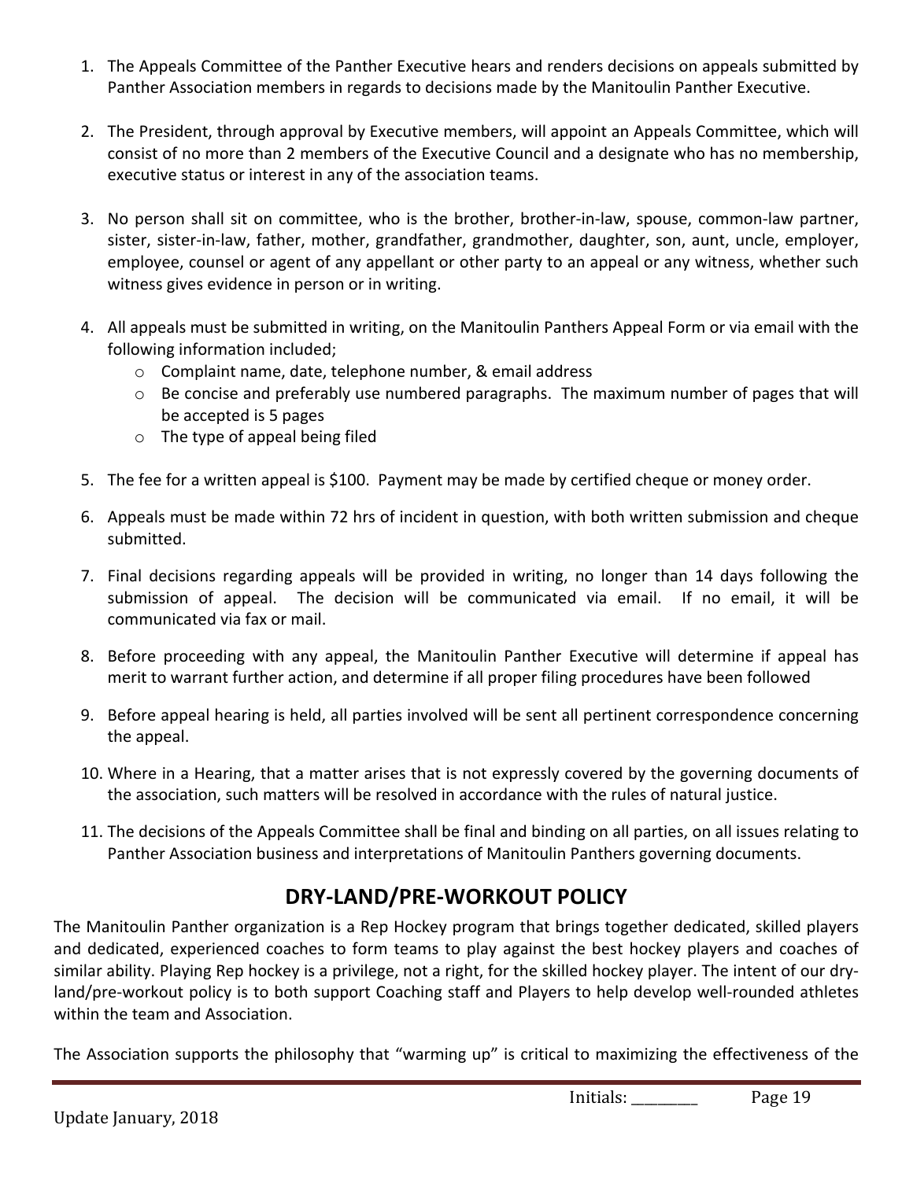1. The Appeals Committee of the Panther Executive hears and renders decisions on appeals submitted by Panther Association members in regards to decisions made by the Manitoulin Panther Executive.

2. The President, through approval by Executive members, will appoint an Appeals Committee, which will consist of no more than 2 members of the Executive Council and a designate who has no membership, executive status or interest in any of the association teams.

3. No person shall sit on committee, who is the brother, brother-in-law, spouse, common-law partner, sister, sister-in-law, father, mother, grandfather, grandmother, daughter, son, aunt, uncle, employer, employee, counsel or agent of any appellant or other party to an appeal or any witness, whether such witness gives evidence in person or in writing.

4. All appeals must be submitted in writing, on the Manitoulin Panthers Appeal Form or via email with the following information included;
   - Complaint name, date, telephone number, & email address
   - Be concise and preferably use numbered paragraphs. The maximum number of pages that will be accepted is 5 pages
   - The type of appeal being filed

5. The fee for a written appeal is $100. Payment may be made by certified cheque or money order.

6. Appeals must be made within 72 hrs of incident in question, with both written submission and cheque submitted.

7. Final decisions regarding appeals will be provided in writing, no longer than 14 days following the submission of appeal. The decision will be communicated via email. If no email, it will be communicated via fax or mail.

8. Before proceeding with any appeal, the Manitoulin Panther Executive will determine if appeal has merit to warrant further action, and determine if all proper filing procedures have been followed

9. Before appeal hearing is held, all parties involved will be sent all pertinent correspondence concerning the appeal.

10. Where in a Hearing, that a matter arises that is not expressly covered by the governing documents of the association, such matters will be resolved in accordance with the rules of natural justice.

11. The decisions of the Appeals Committee shall be final and binding on all parties, on all issues relating to Panther Association business and interpretations of Manitoulin Panthers governing documents.

## DRY-LAND/PRE-WORKOUT POLICY

The Manitoulin Panther organization is a Rep Hockey program that brings together dedicated, skilled players and dedicated, experienced coaches to form teams to play against the best hockey players and coaches of similar ability. Playing Rep hockey is a privilege, not a right, for the skilled hockey player. The intent of our dry-land/pre-workout policy is to both support Coaching staff and Players to help develop well-rounded athletes within the team and Association.

The Association supports the philosophy that "warming up" is critical to maximizing the effectiveness of the

Initials: ________

Update January, 2018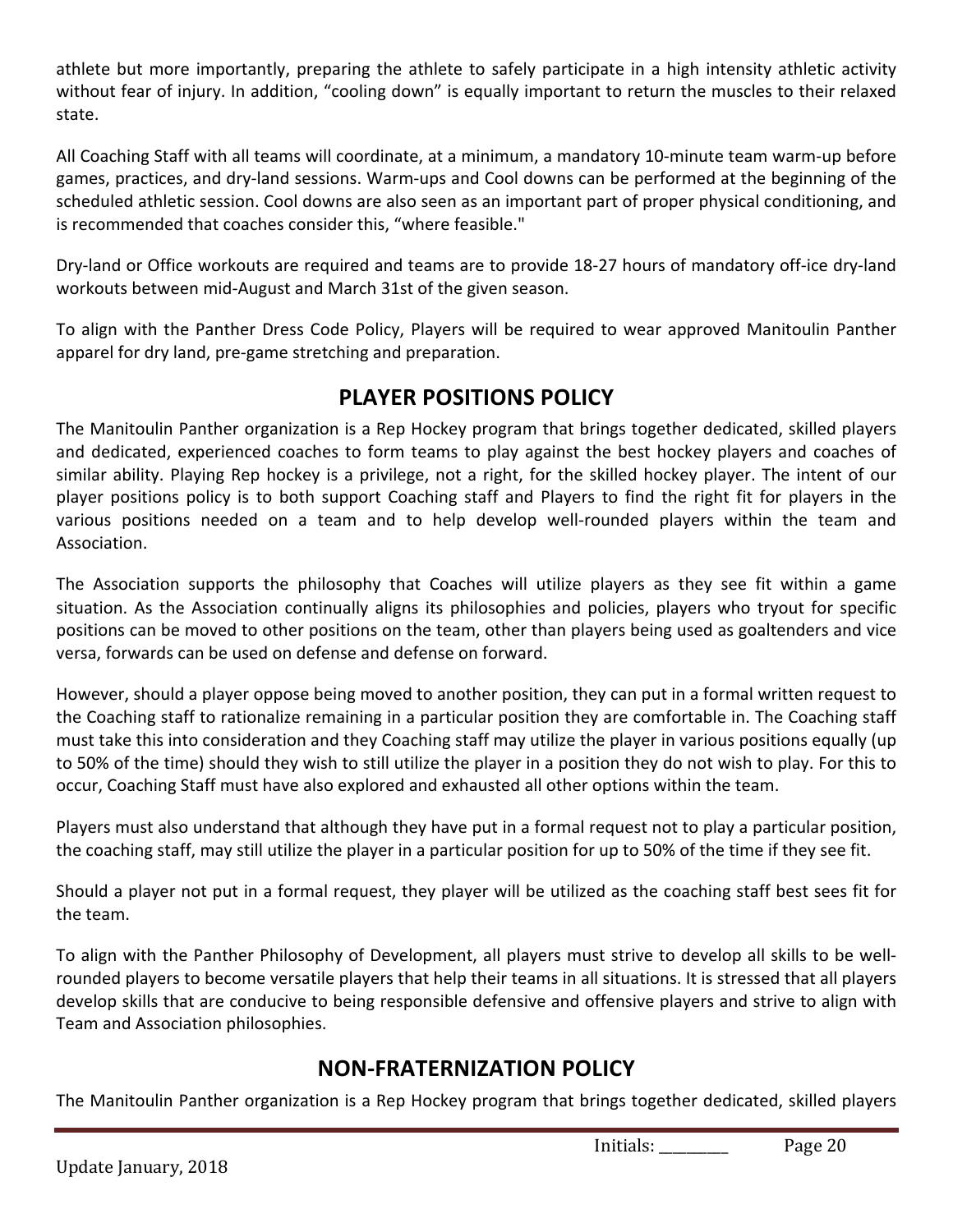athlete but more importantly, preparing the athlete to safely participate in a high intensity athletic activity without fear of injury. In addition, "cooling down" is equally important to return the muscles to their relaxed state.

All Coaching Staff with all teams will coordinate, at a minimum, a mandatory 10-minute team warm-up before games, practices, and dry-land sessions. Warm-ups and Cool downs can be performed at the beginning of the scheduled athletic session. Cool downs are also seen as an important part of proper physical conditioning, and is recommended that coaches consider this, "where feasible."

Dry-land or Office workouts are required and teams are to provide 18-27 hours of mandatory off-ice dry-land workouts between mid-August and March 31st of the given season.

To align with the Panther Dress Code Policy, Players will be required to wear approved Manitoulin Panther apparel for dry land, pre-game stretching and preparation.

## PLAYER POSITIONS POLICY

The Manitoulin Panther organization is a Rep Hockey program that brings together dedicated, skilled players and dedicated, experienced coaches to form teams to play against the best hockey players and coaches of similar ability. Playing Rep hockey is a privilege, not a right, for the skilled hockey player. The intent of our player positions policy is to both support Coaching staff and Players to find the right fit for players in the various positions needed on a team and to help develop well-rounded players within the team and Association.

The Association supports the philosophy that Coaches will utilize players as they see fit within a game situation. As the Association continually aligns its philosophies and policies, players who tryout for specific positions can be moved to other positions on the team, other than players being used as goaltenders and vice versa, forwards can be used on defense and defense on forward.

However, should a player oppose being moved to another position, they can put in a formal written request to the Coaching staff to rationalize remaining in a particular position they are comfortable in. The Coaching staff must take this into consideration and they Coaching staff may utilize the player in various positions equally (up to 50% of the time) should they wish to still utilize the player in a position they do not wish to play. For this to occur, Coaching Staff must have also explored and exhausted all other options within the team.

Players must also understand that although they have put in a formal request not to play a particular position, the coaching staff, may still utilize the player in a particular position for up to 50% of the time if they see fit.

Should a player not put in a formal request, they player will be utilized as the coaching staff best sees fit for the team.

To align with the Panther Philosophy of Development, all players must strive to develop all skills to be well-rounded players to become versatile players that help their teams in all situations. It is stressed that all players develop skills that are conducive to being responsible defensive and offensive players and strive to align with Team and Association philosophies.

## NON-FRATERNIZATION POLICY

The Manitoulin Panther organization is a Rep Hockey program that brings together dedicated, skilled players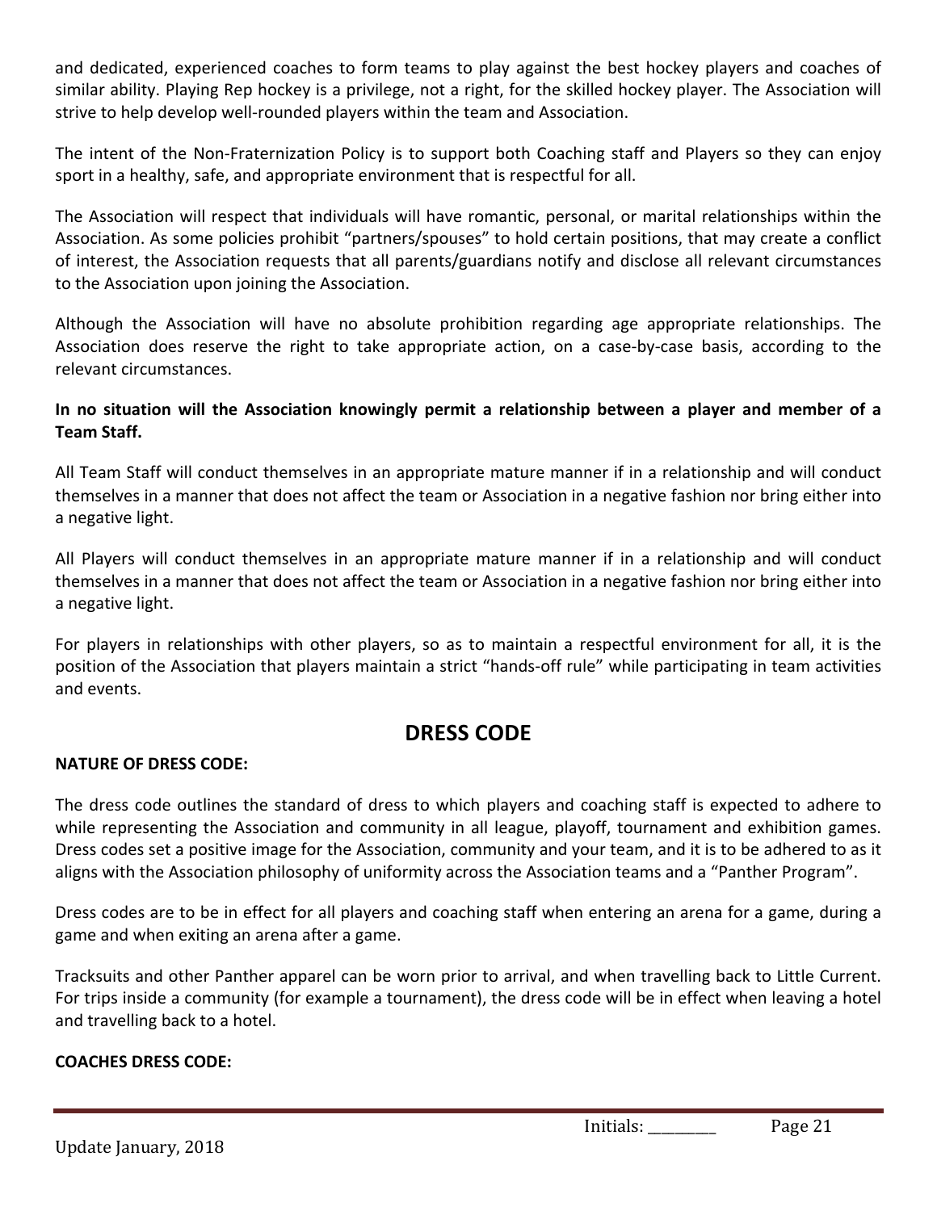and dedicated, experienced coaches to form teams to play against the best hockey players and coaches of similar ability. Playing Rep hockey is a privilege, not a right, for the skilled hockey player. The Association will strive to help develop well-rounded players within the team and Association.

The intent of the Non-Fraternization Policy is to support both Coaching staff and Players so they can enjoy sport in a healthy, safe, and appropriate environment that is respectful for all.

The Association will respect that individuals will have romantic, personal, or marital relationships within the Association. As some policies prohibit "partners/spouses" to hold certain positions, that may create a conflict of interest, the Association requests that all parents/guardians notify and disclose all relevant circumstances to the Association upon joining the Association.

Although the Association will have no absolute prohibition regarding age appropriate relationships. The Association does reserve the right to take appropriate action, on a case-by-case basis, according to the relevant circumstances.

**In no situation will the Association knowingly permit a relationship between a player and member of a Team Staff.**

All Team Staff will conduct themselves in an appropriate mature manner if in a relationship and will conduct themselves in a manner that does not affect the team or Association in a negative fashion nor bring either into a negative light.

All Players will conduct themselves in an appropriate mature manner if in a relationship and will conduct themselves in a manner that does not affect the team or Association in a negative fashion nor bring either into a negative light.

For players in relationships with other players, so as to maintain a respectful environment for all, it is the position of the Association that players maintain a strict "hands-off rule" while participating in team activities and events.

## DRESS CODE

**NATURE OF DRESS CODE:**

The dress code outlines the standard of dress to which players and coaching staff is expected to adhere to while representing the Association and community in all league, playoff, tournament and exhibition games. Dress codes set a positive image for the Association, community and your team, and it is to be adhered to as it aligns with the Association philosophy of uniformity across the Association teams and a "Panther Program".

Dress codes are to be in effect for all players and coaching staff when entering an arena for a game, during a game and when exiting an arena after a game.

Tracksuits and other Panther apparel can be worn prior to arrival, and when travelling back to Little Current. For trips inside a community (for example a tournament), the dress code will be in effect when leaving a hotel and travelling back to a hotel.

**COACHES DRESS CODE:**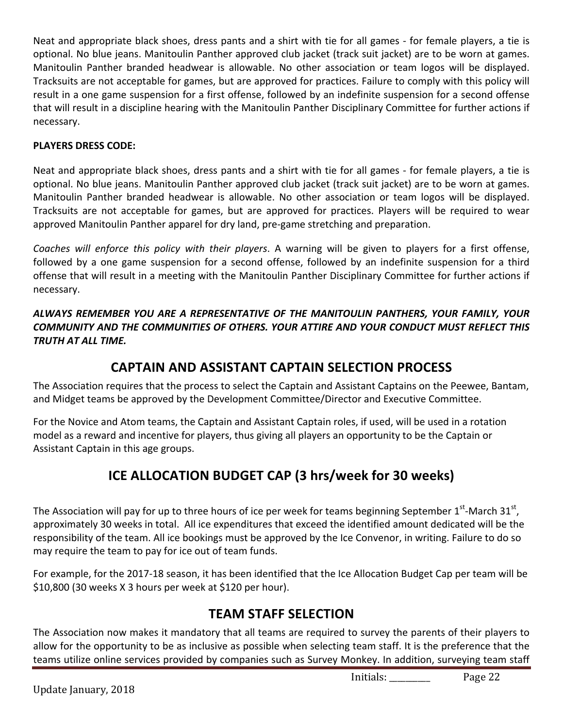Neat and appropriate black shoes, dress pants and a shirt with tie for all games - for female players, a tie is optional. No blue jeans. Manitoulin Panther approved club jacket (track suit jacket) are to be worn at games. Manitoulin Panther branded headwear is allowable. No other association or team logos will be displayed. Tracksuits are not acceptable for games, but are approved for practices. Failure to comply with this policy will result in a one game suspension for a first offense, followed by an indefinite suspension for a second offense that will result in a discipline hearing with the Manitoulin Panther Disciplinary Committee for further actions if necessary.

**PLAYERS DRESS CODE:**

Neat and appropriate black shoes, dress pants and a shirt with tie for all games - for female players, a tie is optional. No blue jeans. Manitoulin Panther approved club jacket (track suit jacket) are to be worn at games. Manitoulin Panther branded headwear is allowable. No other association or team logos will be displayed. Tracksuits are not acceptable for games, but are approved for practices. Players will be required to wear approved Manitoulin Panther apparel for dry land, pre-game stretching and preparation.

*Coaches will enforce this policy with their players*. A warning will be given to players for a first offense, followed by a one game suspension for a second offense, followed by an indefinite suspension for a third offense that will result in a meeting with the Manitoulin Panther Disciplinary Committee for further actions if necessary.

***ALWAYS REMEMBER YOU ARE A REPRESENTATIVE OF THE MANITOULIN PANTHERS, YOUR FAMILY, YOUR COMMUNITY AND THE COMMUNITIES OF OTHERS. YOUR ATTIRE AND YOUR CONDUCT MUST REFLECT THIS TRUTH AT ALL TIME.***

## CAPTAIN AND ASSISTANT CAPTAIN SELECTION PROCESS

The Association requires that the process to select the Captain and Assistant Captains on the Peewee, Bantam, and Midget teams be approved by the Development Committee/Director and Executive Committee.

For the Novice and Atom teams, the Captain and Assistant Captain roles, if used, will be used in a rotation model as a reward and incentive for players, thus giving all players an opportunity to be the Captain or Assistant Captain in this age groups.

## ICE ALLOCATION BUDGET CAP (3 hrs/week for 30 weeks)

The Association will pay for up to three hours of ice per week for teams beginning September 1st-March 31st, approximately 30 weeks in total. All ice expenditures that exceed the identified amount dedicated will be the responsibility of the team. All ice bookings must be approved by the Ice Convenor, in writing. Failure to do so may require the team to pay for ice out of team funds.

For example, for the 2017-18 season, it has been identified that the Ice Allocation Budget Cap per team will be $10,800 (30 weeks X 3 hours per week at $120 per hour).

## TEAM STAFF SELECTION

The Association now makes it mandatory that all teams are required to survey the parents of their players to allow for the opportunity to be as inclusive as possible when selecting team staff. It is the preference that the teams utilize online services provided by companies such as Survey Monkey. In addition, surveying team staff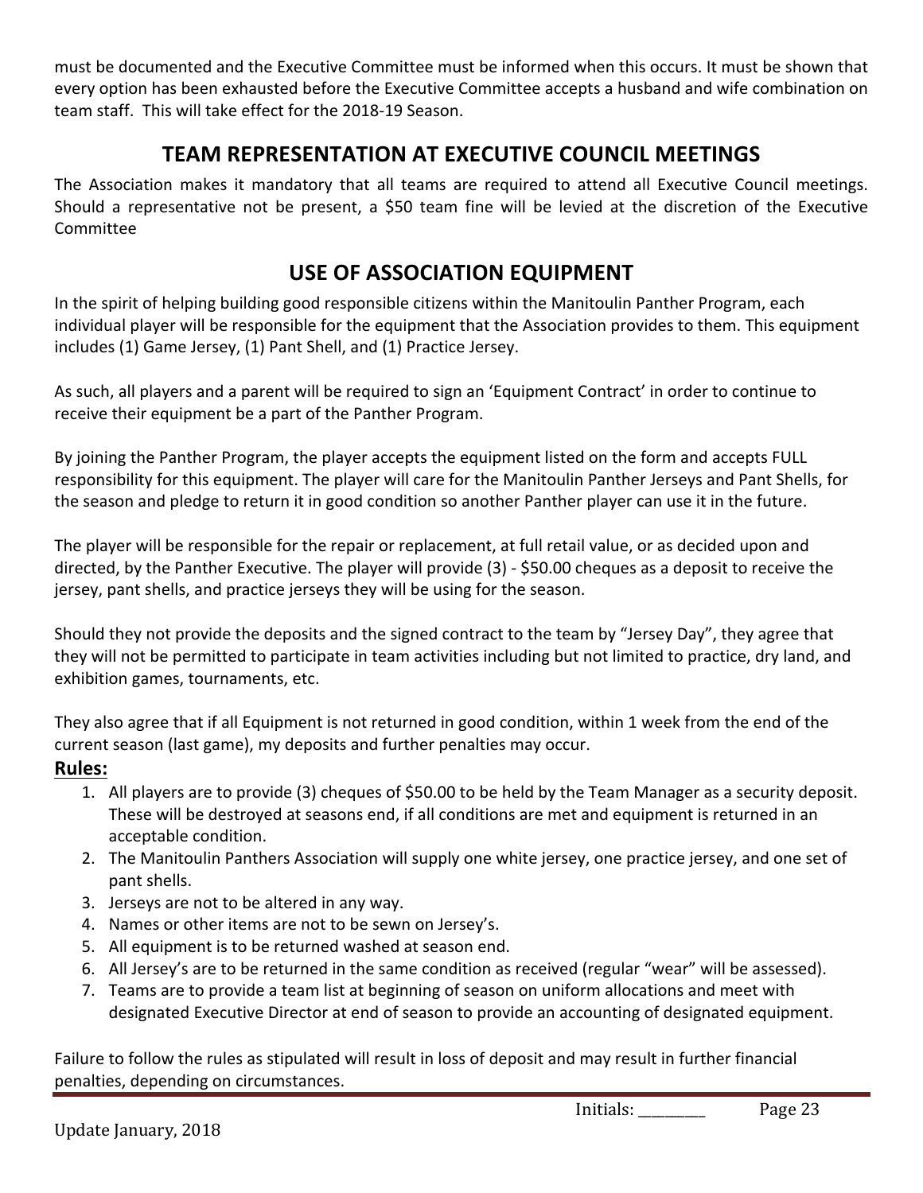must be documented and the Executive Committee must be informed when this occurs. It must be shown that every option has been exhausted before the Executive Committee accepts a husband and wife combination on team staff. This will take effect for the 2018-19 Season.

## TEAM REPRESENTATION AT EXECUTIVE COUNCIL MEETINGS

The Association makes it mandatory that all teams are required to attend all Executive Council meetings. Should a representative not be present, a $50 team fine will be levied at the discretion of the Executive Committee

## USE OF ASSOCIATION EQUIPMENT

In the spirit of helping building good responsible citizens within the Manitoulin Panther Program, each individual player will be responsible for the equipment that the Association provides to them. This equipment includes (1) Game Jersey, (1) Pant Shell, and (1) Practice Jersey.

As such, all players and a parent will be required to sign an 'Equipment Contract' in order to continue to receive their equipment be a part of the Panther Program.

By joining the Panther Program, the player accepts the equipment listed on the form and accepts FULL responsibility for this equipment. The player will care for the Manitoulin Panther Jerseys and Pant Shells, for the season and pledge to return it in good condition so another Panther player can use it in the future.

The player will be responsible for the repair or replacement, at full retail value, or as decided upon and directed, by the Panther Executive. The player will provide (3) - $50.00 cheques as a deposit to receive the jersey, pant shells, and practice jerseys they will be using for the season.

Should they not provide the deposits and the signed contract to the team by "Jersey Day", they agree that they will not be permitted to participate in team activities including but not limited to practice, dry land, and exhibition games, tournaments, etc.

They also agree that if all Equipment is not returned in good condition, within 1 week from the end of the current season (last game), my deposits and further penalties may occur.

**Rules:**

1. All players are to provide (3) cheques of $50.00 to be held by the Team Manager as a security deposit. These will be destroyed at seasons end, if all conditions are met and equipment is returned in an acceptable condition.
2. The Manitoulin Panthers Association will supply one white jersey, one practice jersey, and one set of pant shells.
3. Jerseys are not to be altered in any way.
4. Names or other items are not to be sewn on Jersey's.
5. All equipment is to be returned washed at season end.
6. All Jersey's are to be returned in the same condition as received (regular "wear" will be assessed).
7. Teams are to provide a team list at beginning of season on uniform allocations and meet with designated Executive Director at end of season to provide an accounting of designated equipment.

Failure to follow the rules as stipulated will result in loss of deposit and may result in further financial penalties, depending on circumstances.

Initials: ________

Update January, 2018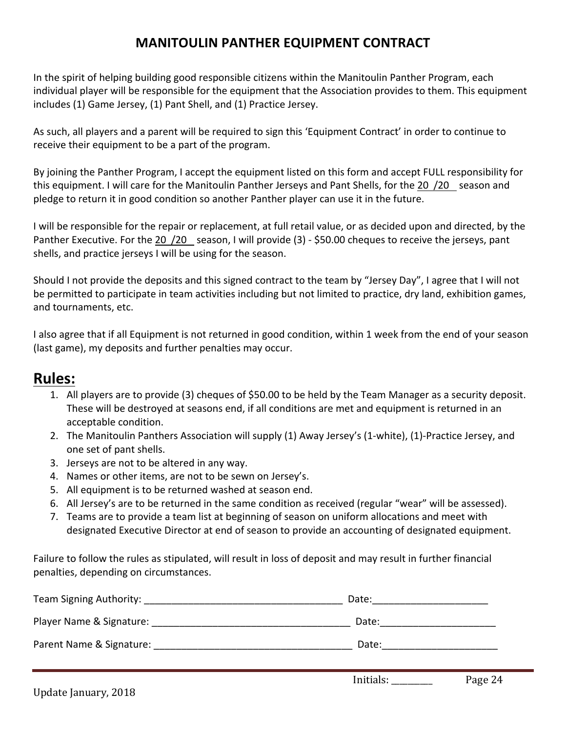# MANITOULIN PANTHER EQUIPMENT CONTRACT

In the spirit of helping building good responsible citizens within the Manitoulin Panther Program, each individual player will be responsible for the equipment that the Association provides to them. This equipment includes (1) Game Jersey, (1) Pant Shell, and (1) Practice Jersey.

As such, all players and a parent will be required to sign this 'Equipment Contract' in order to continue to receive their equipment to be a part of the program.

By joining the Panther Program, I accept the equipment listed on this form and accept FULL responsibility for this equipment. I will care for the Manitoulin Panther Jerseys and Pant Shells, for the 20 /20 season and pledge to return it in good condition so another Panther player can use it in the future.

I will be responsible for the repair or replacement, at full retail value, or as decided upon and directed, by the Panther Executive. For the 20 /20 season, I will provide (3) - $50.00 cheques to receive the jerseys, pant shells, and practice jerseys I will be using for the season.

Should I not provide the deposits and this signed contract to the team by "Jersey Day", I agree that I will not be permitted to participate in team activities including but not limited to practice, dry land, exhibition games, and tournaments, etc.

I also agree that if all Equipment is not returned in good condition, within 1 week from the end of your season (last game), my deposits and further penalties may occur.

## Rules:

1. All players are to provide (3) cheques of $50.00 to be held by the Team Manager as a security deposit. These will be destroyed at seasons end, if all conditions are met and equipment is returned in an acceptable condition.
2. The Manitoulin Panthers Association will supply (1) Away Jersey's (1-white), (1)-Practice Jersey, and one set of pant shells.
3. Jerseys are not to be altered in any way.
4. Names or other items, are not to be sewn on Jersey's.
5. All equipment is to be returned washed at season end.
6. All Jersey's are to be returned in the same condition as received (regular "wear" will be assessed).
7. Teams are to provide a team list at beginning of season on uniform allocations and meet with designated Executive Director at end of season to provide an accounting of designated equipment.

Failure to follow the rules as stipulated, will result in loss of deposit and may result in further financial penalties, depending on circumstances.

Team Signing Authority: ____________________________________ Date:_____________________

Player Name & Signature: ____________________________________ Date:_____________________

Parent Name & Signature: ____________________________________ Date:_____________________

Initials: ________

Update January, 2018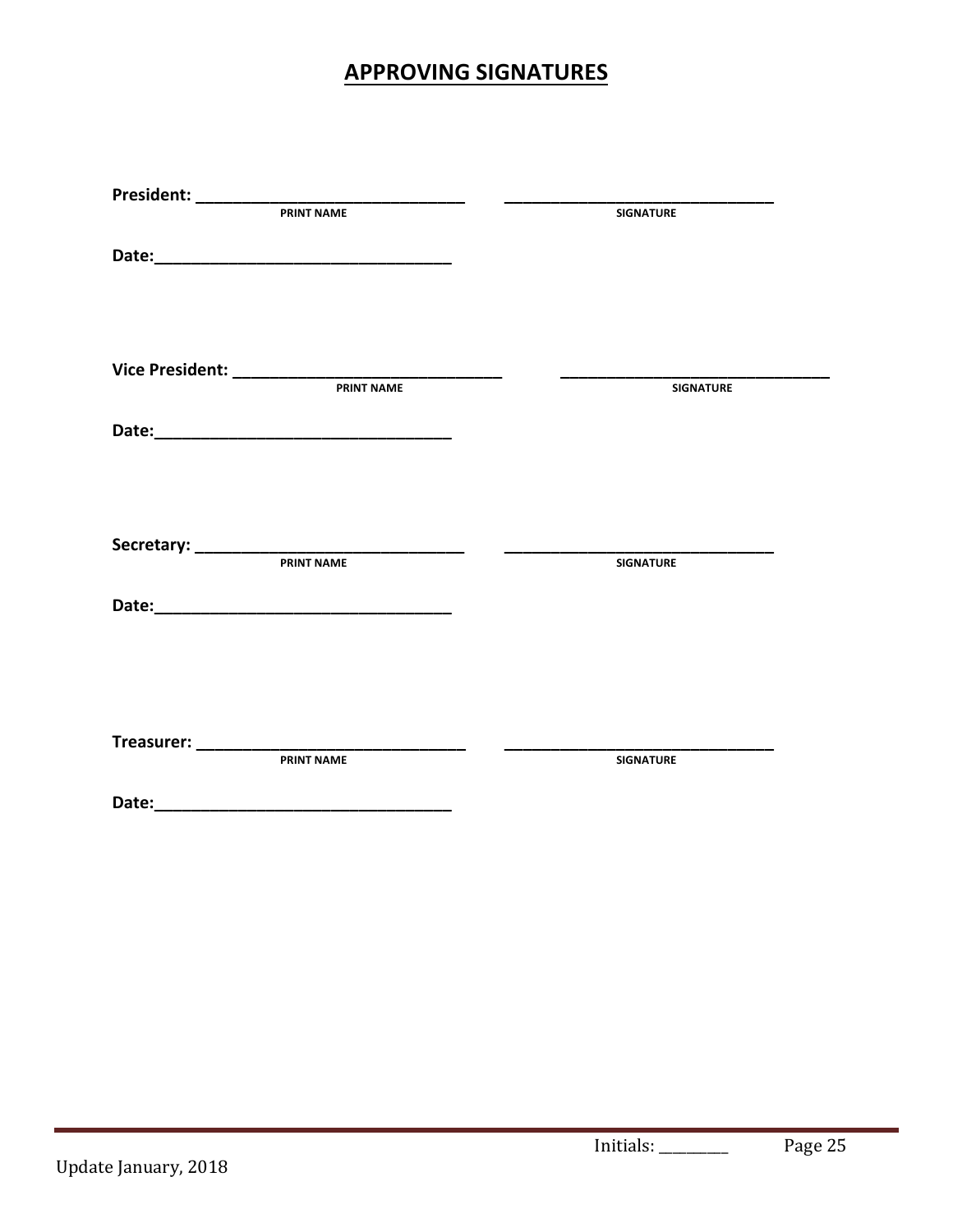## APPROVING SIGNATURES

**President: ______________________________** **______________________________**
PRINT NAME SIGNATURE

**Date:________________________________**

**Vice President: ______________________________** **______________________________**
PRINT NAME SIGNATURE

**Date:________________________________**

**Secretary: ______________________________** **______________________________**
PRINT NAME SIGNATURE

**Date:________________________________**

**Treasurer: ______________________________** **______________________________**
PRINT NAME SIGNATURE

**Date:________________________________**

Initials: ________

Update January, 2018